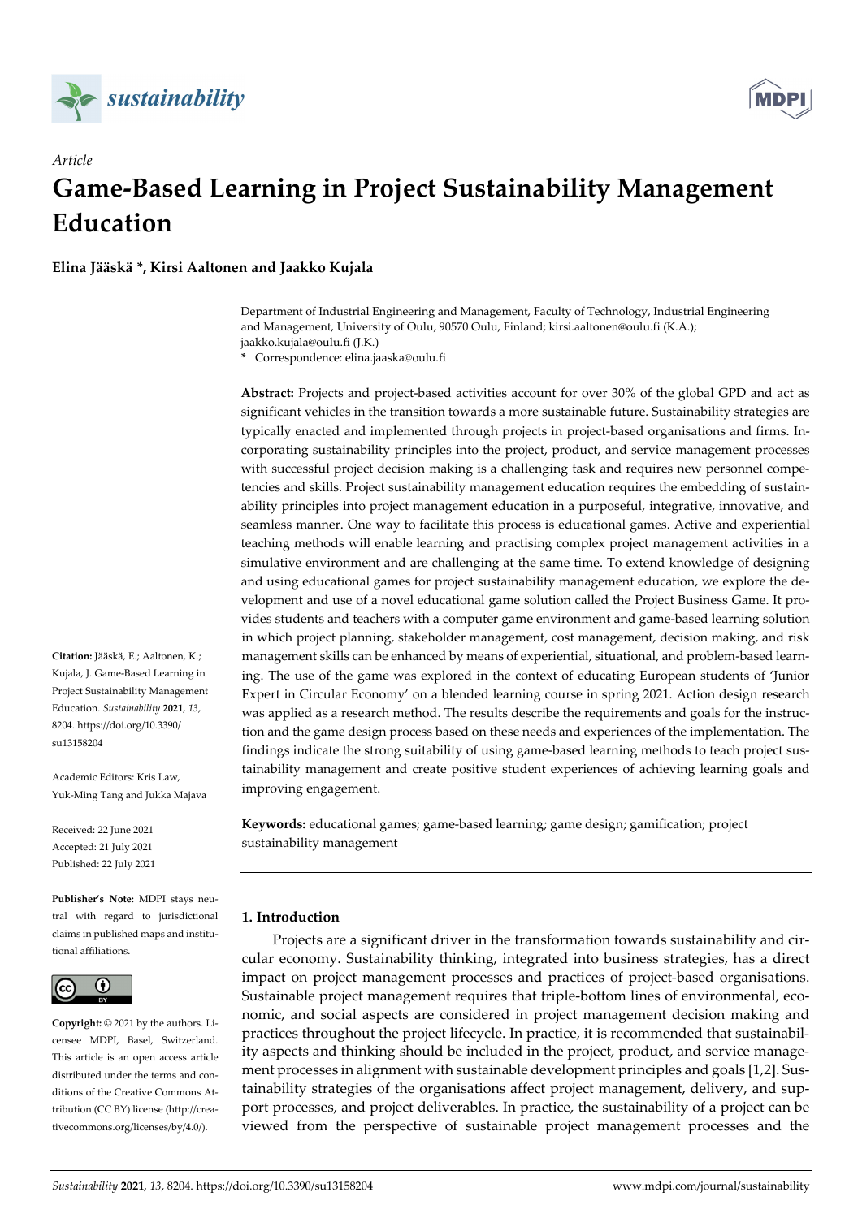*Article*

# Game-Based Learning in Project Sustainability Management Education

**Elina Jääskä \*, Kirsi Aaltonen and Jaakko Kujala**

Department of Industrial Engineering and Management, Faculty of Technology, Industrial Engineering and Management, University of Oulu, 90570 Oulu, Finland; kirsi.aaltonen@oulu.fi (K.A.); jaakko.kujala@oulu.fi (J.K.)

\* Correspondence: elina.jaaska@oulu.fi

**Abstract:** Projects and project-based activities account for over 30% of the global GPD and act as significant vehicles in the transition towards a more sustainable future. Sustainability strategies are typically enacted and implemented through projects in project-based organisations and firms. Incorporating sustainability principles into the project, product, and service management processes with successful project decision making is a challenging task and requires new personnel competencies and skills. Project sustainability management education requires the embedding of sustainability principles into project management education in a purposeful, integrative, innovative, and seamless manner. One way to facilitate this process is educational games. Active and experiential teaching methods will enable learning and practising complex project management activities in a simulative environment and are challenging at the same time. To extend knowledge of designing and using educational games for project sustainability management education, we explore the development and use of a novel educational game solution called the Project Business Game. It provides students and teachers with a computer game environment and game-based learning solution in which project planning, stakeholder management, cost management, decision making, and risk management skills can be enhanced by means of experiential, situational, and problem-based learning. The use of the game was explored in the context of educating European students of 'Junior Expert in Circular Economy' on a blended learning course in spring 2021. Action design research was applied as a research method. The results describe the requirements and goals for the instruction and the game design process based on these needs and experiences of the implementation. The findings indicate the strong suitability of using game-based learning methods to teach project sustainability management and create positive student experiences of achieving learning goals and improving engagement.

**Keywords:** educational games; game-based learning; game design; gamification; project sustainability management

**Citation:** Jääskä, E.; Aaltonen, K.; Kujala, J. Game-Based Learning in Project Sustainability Management Education. *Sustainability* **2021**, *13*, 8204. https://doi.org/10.3390/su13158204

Academic Editors: Kris Law, Yuk-Ming Tang and Jukka Majava

Received: 22 June 2021
Accepted: 21 July 2021
Published: 22 July 2021

**Publisher's Note:** MDPI stays neutral with regard to jurisdictional claims in published maps and institutional affiliations.

**Copyright:** © 2021 by the authors. Licensee MDPI, Basel, Switzerland. This article is an open access article distributed under the terms and conditions of the Creative Commons Attribution (CC BY) license (http://creativecommons.org/licenses/by/4.0/).

## 1. Introduction

Projects are a significant driver in the transformation towards sustainability and circular economy. Sustainability thinking, integrated into business strategies, has a direct impact on project management processes and practices of project-based organisations. Sustainable project management requires that triple-bottom lines of environmental, economic, and social aspects are considered in project management decision making and practices throughout the project lifecycle. In practice, it is recommended that sustainability aspects and thinking should be included in the project, product, and service management processes in alignment with sustainable development principles and goals [1,2]. Sustainability strategies of the organisations affect project management, delivery, and support processes, and project deliverables. In practice, the sustainability of a project can be viewed from the perspective of sustainable project management processes and the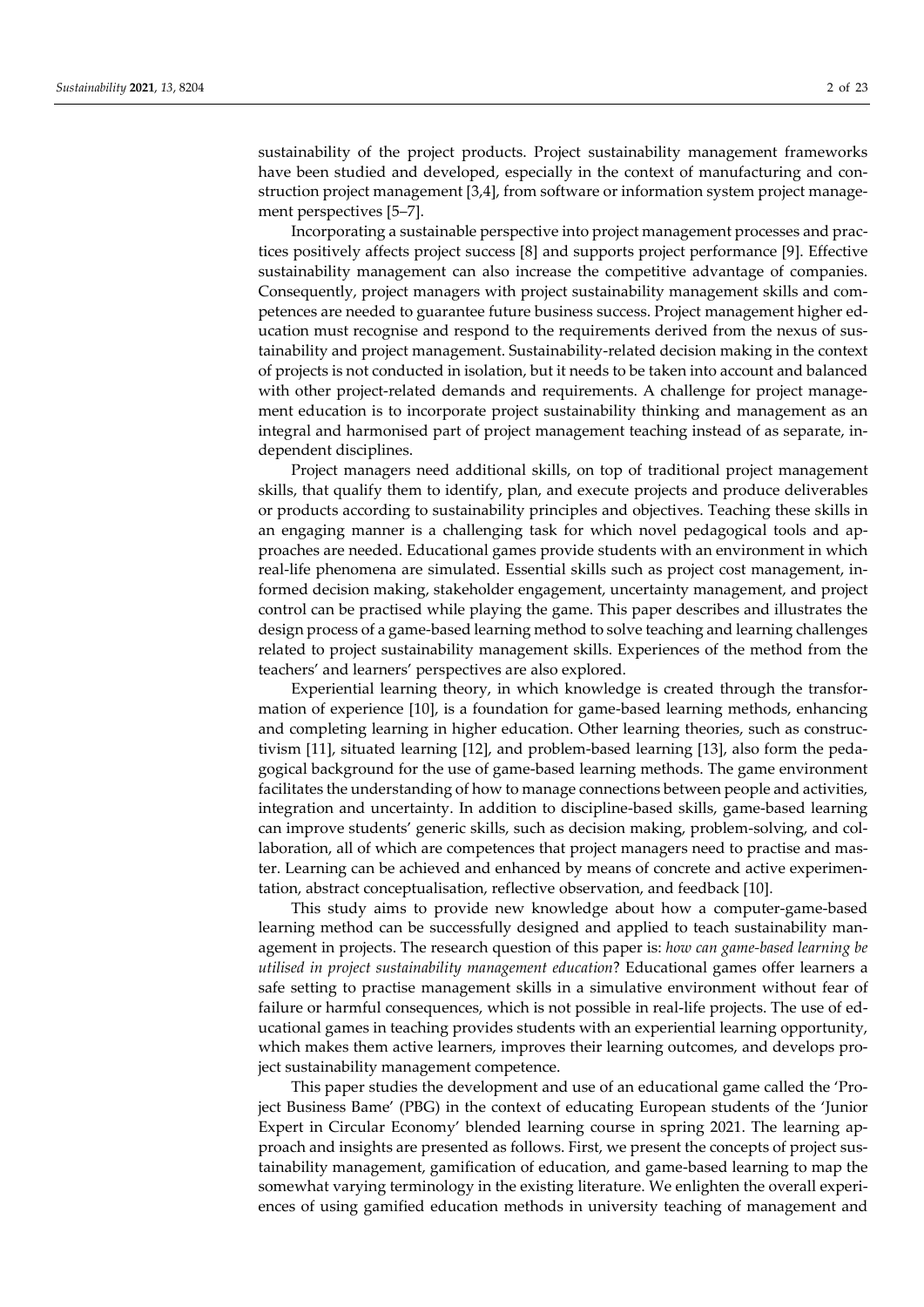sustainability of the project products. Project sustainability management frameworks have been studied and developed, especially in the context of manufacturing and construction project management [3,4], from software or information system project management perspectives [5–7].

Incorporating a sustainable perspective into project management processes and practices positively affects project success [8] and supports project performance [9]. Effective sustainability management can also increase the competitive advantage of companies. Consequently, project managers with project sustainability management skills and competences are needed to guarantee future business success. Project management higher education must recognise and respond to the requirements derived from the nexus of sustainability and project management. Sustainability-related decision making in the context of projects is not conducted in isolation, but it needs to be taken into account and balanced with other project-related demands and requirements. A challenge for project management education is to incorporate project sustainability thinking and management as an integral and harmonised part of project management teaching instead of as separate, independent disciplines.

Project managers need additional skills, on top of traditional project management skills, that qualify them to identify, plan, and execute projects and produce deliverables or products according to sustainability principles and objectives. Teaching these skills in an engaging manner is a challenging task for which novel pedagogical tools and approaches are needed. Educational games provide students with an environment in which real-life phenomena are simulated. Essential skills such as project cost management, informed decision making, stakeholder engagement, uncertainty management, and project control can be practised while playing the game. This paper describes and illustrates the design process of a game-based learning method to solve teaching and learning challenges related to project sustainability management skills. Experiences of the method from the teachers' and learners' perspectives are also explored.

Experiential learning theory, in which knowledge is created through the transformation of experience [10], is a foundation for game-based learning methods, enhancing and completing learning in higher education. Other learning theories, such as constructivism [11], situated learning [12], and problem-based learning [13], also form the pedagogical background for the use of game-based learning methods. The game environment facilitates the understanding of how to manage connections between people and activities, integration and uncertainty. In addition to discipline-based skills, game-based learning can improve students' generic skills, such as decision making, problem-solving, and collaboration, all of which are competences that project managers need to practise and master. Learning can be achieved and enhanced by means of concrete and active experimentation, abstract conceptualisation, reflective observation, and feedback [10].

This study aims to provide new knowledge about how a computer-game-based learning method can be successfully designed and applied to teach sustainability management in projects. The research question of this paper is: *how can game-based learning be utilised in project sustainability management education*? Educational games offer learners a safe setting to practise management skills in a simulative environment without fear of failure or harmful consequences, which is not possible in real-life projects. The use of educational games in teaching provides students with an experiential learning opportunity, which makes them active learners, improves their learning outcomes, and develops project sustainability management competence.

This paper studies the development and use of an educational game called the 'Project Business Bame' (PBG) in the context of educating European students of the 'Junior Expert in Circular Economy' blended learning course in spring 2021. The learning approach and insights are presented as follows. First, we present the concepts of project sustainability management, gamification of education, and game-based learning to map the somewhat varying terminology in the existing literature. We enlighten the overall experiences of using gamified education methods in university teaching of management and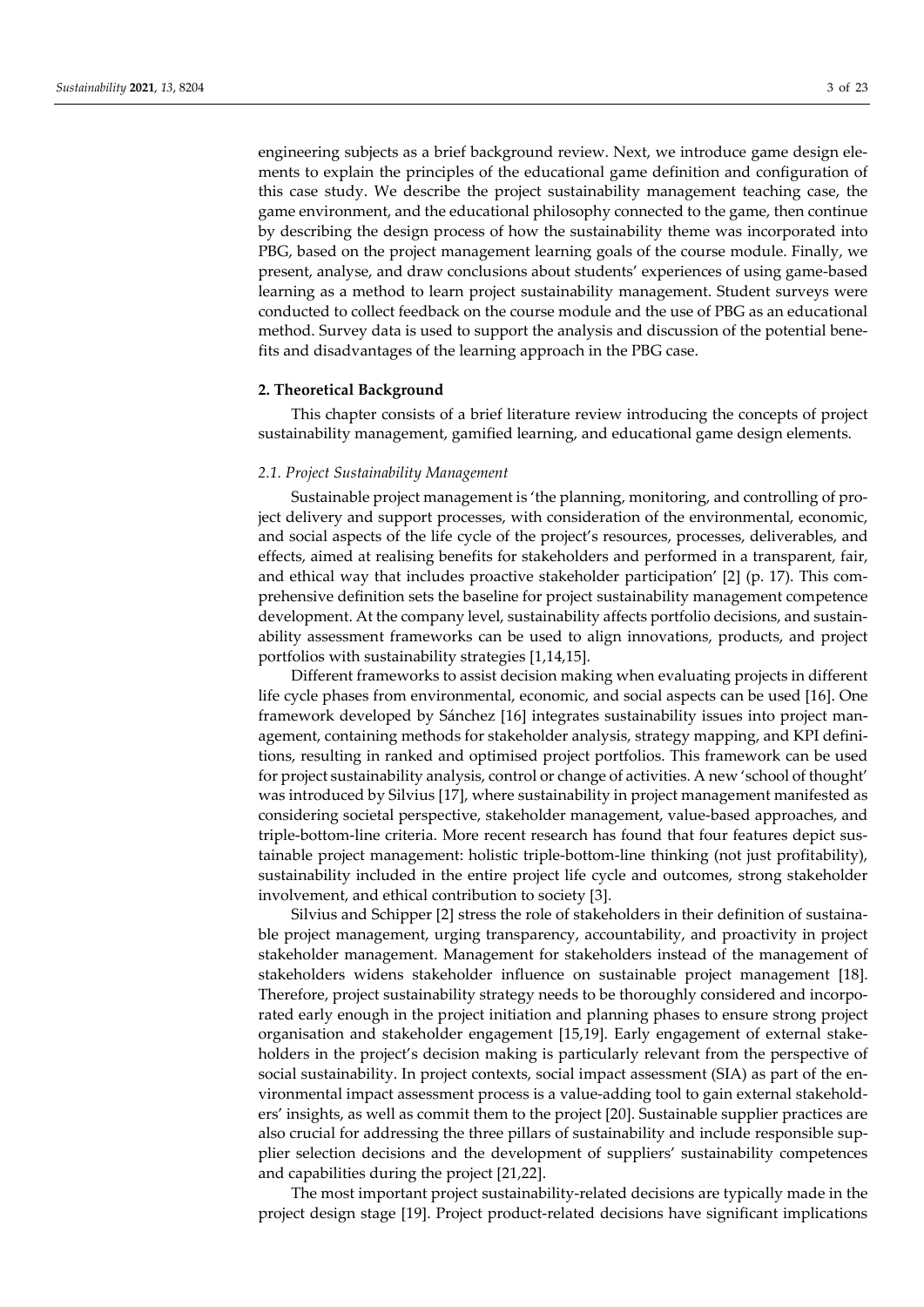engineering subjects as a brief background review. Next, we introduce game design elements to explain the principles of the educational game definition and configuration of this case study. We describe the project sustainability management teaching case, the game environment, and the educational philosophy connected to the game, then continue by describing the design process of how the sustainability theme was incorporated into PBG, based on the project management learning goals of the course module. Finally, we present, analyse, and draw conclusions about students' experiences of using game-based learning as a method to learn project sustainability management. Student surveys were conducted to collect feedback on the course module and the use of PBG as an educational method. Survey data is used to support the analysis and discussion of the potential benefits and disadvantages of the learning approach in the PBG case.

## 2. Theoretical Background

This chapter consists of a brief literature review introducing the concepts of project sustainability management, gamified learning, and educational game design elements.

### 2.1. Project Sustainability Management

Sustainable project management is 'the planning, monitoring, and controlling of project delivery and support processes, with consideration of the environmental, economic, and social aspects of the life cycle of the project's resources, processes, deliverables, and effects, aimed at realising benefits for stakeholders and performed in a transparent, fair, and ethical way that includes proactive stakeholder participation' [2] (p. 17). This comprehensive definition sets the baseline for project sustainability management competence development. At the company level, sustainability affects portfolio decisions, and sustainability assessment frameworks can be used to align innovations, products, and project portfolios with sustainability strategies [1,14,15].

Different frameworks to assist decision making when evaluating projects in different life cycle phases from environmental, economic, and social aspects can be used [16]. One framework developed by Sánchez [16] integrates sustainability issues into project management, containing methods for stakeholder analysis, strategy mapping, and KPI definitions, resulting in ranked and optimised project portfolios. This framework can be used for project sustainability analysis, control or change of activities. A new 'school of thought' was introduced by Silvius [17], where sustainability in project management manifested as considering societal perspective, stakeholder management, value-based approaches, and triple-bottom-line criteria. More recent research has found that four features depict sustainable project management: holistic triple-bottom-line thinking (not just profitability), sustainability included in the entire project life cycle and outcomes, strong stakeholder involvement, and ethical contribution to society [3].

Silvius and Schipper [2] stress the role of stakeholders in their definition of sustainable project management, urging transparency, accountability, and proactivity in project stakeholder management. Management for stakeholders instead of the management of stakeholders widens stakeholder influence on sustainable project management [18]. Therefore, project sustainability strategy needs to be thoroughly considered and incorporated early enough in the project initiation and planning phases to ensure strong project organisation and stakeholder engagement [15,19]. Early engagement of external stakeholders in the project's decision making is particularly relevant from the perspective of social sustainability. In project contexts, social impact assessment (SIA) as part of the environmental impact assessment process is a value-adding tool to gain external stakeholders' insights, as well as commit them to the project [20]. Sustainable supplier practices are also crucial for addressing the three pillars of sustainability and include responsible supplier selection decisions and the development of suppliers' sustainability competences and capabilities during the project [21,22].

The most important project sustainability-related decisions are typically made in the project design stage [19]. Project product-related decisions have significant implications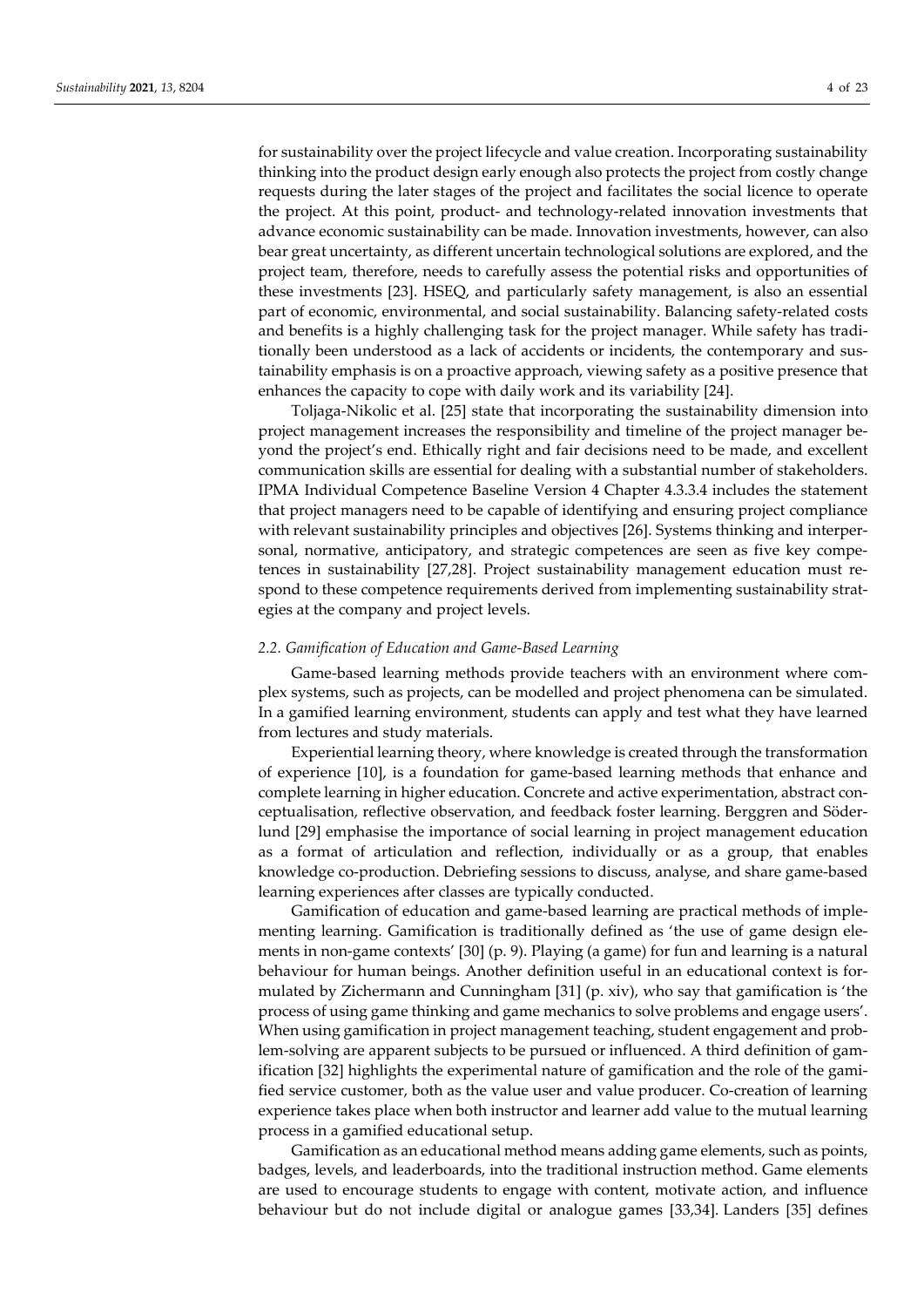for sustainability over the project lifecycle and value creation. Incorporating sustainability thinking into the product design early enough also protects the project from costly change requests during the later stages of the project and facilitates the social licence to operate the project. At this point, product- and technology-related innovation investments that advance economic sustainability can be made. Innovation investments, however, can also bear great uncertainty, as different uncertain technological solutions are explored, and the project team, therefore, needs to carefully assess the potential risks and opportunities of these investments [23]. HSEQ, and particularly safety management, is also an essential part of economic, environmental, and social sustainability. Balancing safety-related costs and benefits is a highly challenging task for the project manager. While safety has traditionally been understood as a lack of accidents or incidents, the contemporary and sustainability emphasis is on a proactive approach, viewing safety as a positive presence that enhances the capacity to cope with daily work and its variability [24].

Toljaga-Nikolic et al. [25] state that incorporating the sustainability dimension into project management increases the responsibility and timeline of the project manager beyond the project's end. Ethically right and fair decisions need to be made, and excellent communication skills are essential for dealing with a substantial number of stakeholders. IPMA Individual Competence Baseline Version 4 Chapter 4.3.3.4 includes the statement that project managers need to be capable of identifying and ensuring project compliance with relevant sustainability principles and objectives [26]. Systems thinking and interpersonal, normative, anticipatory, and strategic competences are seen as five key competences in sustainability [27,28]. Project sustainability management education must respond to these competence requirements derived from implementing sustainability strategies at the company and project levels.

### *2.2. Gamification of Education and Game-Based Learning*

Game-based learning methods provide teachers with an environment where complex systems, such as projects, can be modelled and project phenomena can be simulated. In a gamified learning environment, students can apply and test what they have learned from lectures and study materials.

Experiential learning theory, where knowledge is created through the transformation of experience [10], is a foundation for game-based learning methods that enhance and complete learning in higher education. Concrete and active experimentation, abstract conceptualisation, reflective observation, and feedback foster learning. Berggren and Söderlund [29] emphasise the importance of social learning in project management education as a format of articulation and reflection, individually or as a group, that enables knowledge co-production. Debriefing sessions to discuss, analyse, and share game-based learning experiences after classes are typically conducted.

Gamification of education and game-based learning are practical methods of implementing learning. Gamification is traditionally defined as 'the use of game design elements in non-game contexts' [30] (p. 9). Playing (a game) for fun and learning is a natural behaviour for human beings. Another definition useful in an educational context is formulated by Zichermann and Cunningham [31] (p. xiv), who say that gamification is 'the process of using game thinking and game mechanics to solve problems and engage users'. When using gamification in project management teaching, student engagement and problem-solving are apparent subjects to be pursued or influenced. A third definition of gamification [32] highlights the experimental nature of gamification and the role of the gamified service customer, both as the value user and value producer. Co-creation of learning experience takes place when both instructor and learner add value to the mutual learning process in a gamified educational setup.

Gamification as an educational method means adding game elements, such as points, badges, levels, and leaderboards, into the traditional instruction method. Game elements are used to encourage students to engage with content, motivate action, and influence behaviour but do not include digital or analogue games [33,34]. Landers [35] defines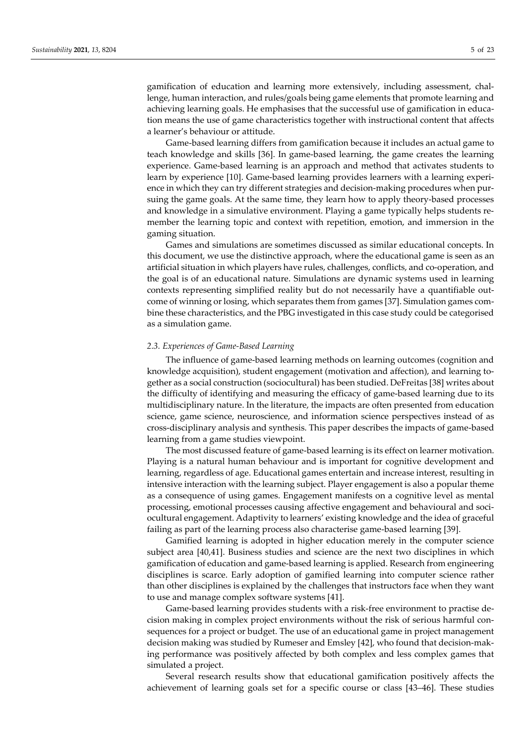gamification of education and learning more extensively, including assessment, challenge, human interaction, and rules/goals being game elements that promote learning and achieving learning goals. He emphasises that the successful use of gamification in education means the use of game characteristics together with instructional content that affects a learner's behaviour or attitude.

Game-based learning differs from gamification because it includes an actual game to teach knowledge and skills [36]. In game-based learning, the game creates the learning experience. Game-based learning is an approach and method that activates students to learn by experience [10]. Game-based learning provides learners with a learning experience in which they can try different strategies and decision-making procedures when pursuing the game goals. At the same time, they learn how to apply theory-based processes and knowledge in a simulative environment. Playing a game typically helps students remember the learning topic and context with repetition, emotion, and immersion in the gaming situation.

Games and simulations are sometimes discussed as similar educational concepts. In this document, we use the distinctive approach, where the educational game is seen as an artificial situation in which players have rules, challenges, conflicts, and co-operation, and the goal is of an educational nature. Simulations are dynamic systems used in learning contexts representing simplified reality but do not necessarily have a quantifiable outcome of winning or losing, which separates them from games [37]. Simulation games combine these characteristics, and the PBG investigated in this case study could be categorised as a simulation game.

### 2.3. Experiences of Game-Based Learning

The influence of game-based learning methods on learning outcomes (cognition and knowledge acquisition), student engagement (motivation and affection), and learning together as a social construction (sociocultural) has been studied. DeFreitas [38] writes about the difficulty of identifying and measuring the efficacy of game-based learning due to its multidisciplinary nature. In the literature, the impacts are often presented from education science, game science, neuroscience, and information science perspectives instead of as cross-disciplinary analysis and synthesis. This paper describes the impacts of game-based learning from a game studies viewpoint.

The most discussed feature of game-based learning is its effect on learner motivation. Playing is a natural human behaviour and is important for cognitive development and learning, regardless of age. Educational games entertain and increase interest, resulting in intensive interaction with the learning subject. Player engagement is also a popular theme as a consequence of using games. Engagement manifests on a cognitive level as mental processing, emotional processes causing affective engagement and behavioural and sociocultural engagement. Adaptivity to learners' existing knowledge and the idea of graceful failing as part of the learning process also characterise game-based learning [39].

Gamified learning is adopted in higher education merely in the computer science subject area [40,41]. Business studies and science are the next two disciplines in which gamification of education and game-based learning is applied. Research from engineering disciplines is scarce. Early adoption of gamified learning into computer science rather than other disciplines is explained by the challenges that instructors face when they want to use and manage complex software systems [41].

Game-based learning provides students with a risk-free environment to practise decision making in complex project environments without the risk of serious harmful consequences for a project or budget. The use of an educational game in project management decision making was studied by Rumeser and Emsley [42], who found that decision-making performance was positively affected by both complex and less complex games that simulated a project.

Several research results show that educational gamification positively affects the achievement of learning goals set for a specific course or class [43–46]. These studies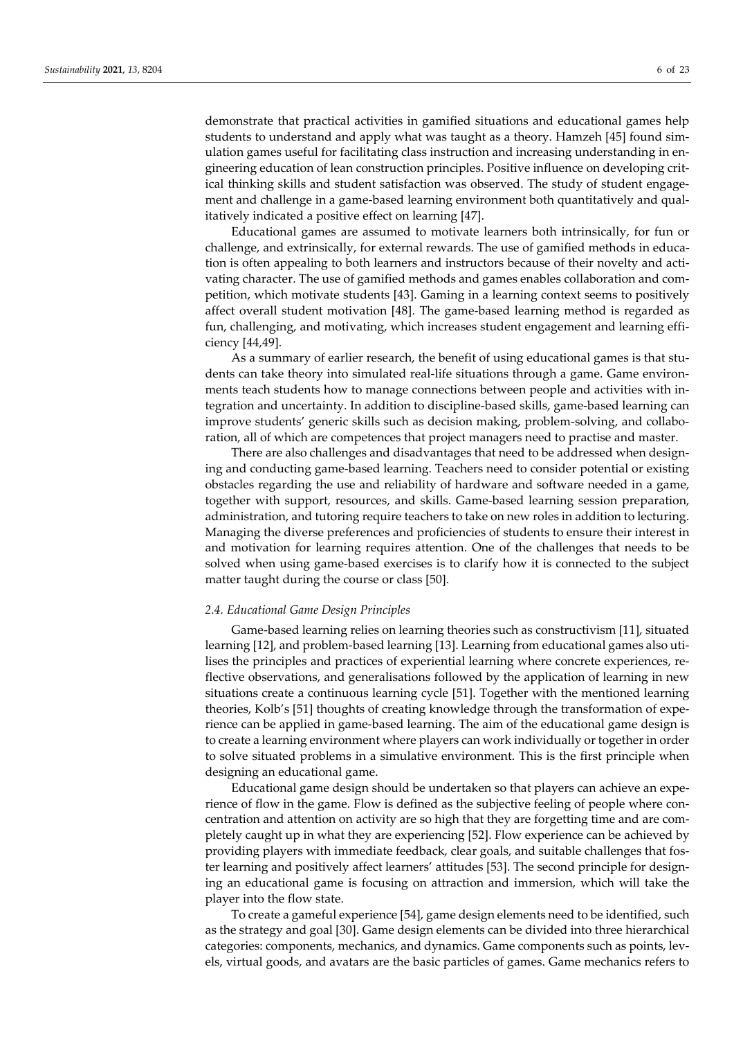demonstrate that practical activities in gamified situations and educational games help students to understand and apply what was taught as a theory. Hamzeh [45] found simulation games useful for facilitating class instruction and increasing understanding in engineering education of lean construction principles. Positive influence on developing critical thinking skills and student satisfaction was observed. The study of student engagement and challenge in a game-based learning environment both quantitatively and qualitatively indicated a positive effect on learning [47].

Educational games are assumed to motivate learners both intrinsically, for fun or challenge, and extrinsically, for external rewards. The use of gamified methods in education is often appealing to both learners and instructors because of their novelty and activating character. The use of gamified methods and games enables collaboration and competition, which motivate students [43]. Gaming in a learning context seems to positively affect overall student motivation [48]. The game-based learning method is regarded as fun, challenging, and motivating, which increases student engagement and learning efficiency [44,49].

As a summary of earlier research, the benefit of using educational games is that students can take theory into simulated real-life situations through a game. Game environments teach students how to manage connections between people and activities with integration and uncertainty. In addition to discipline-based skills, game-based learning can improve students' generic skills such as decision making, problem-solving, and collaboration, all of which are competences that project managers need to practise and master.

There are also challenges and disadvantages that need to be addressed when designing and conducting game-based learning. Teachers need to consider potential or existing obstacles regarding the use and reliability of hardware and software needed in a game, together with support, resources, and skills. Game-based learning session preparation, administration, and tutoring require teachers to take on new roles in addition to lecturing. Managing the diverse preferences and proficiencies of students to ensure their interest in and motivation for learning requires attention. One of the challenges that needs to be solved when using game-based exercises is to clarify how it is connected to the subject matter taught during the course or class [50].

### 2.4. Educational Game Design Principles

Game-based learning relies on learning theories such as constructivism [11], situated learning [12], and problem-based learning [13]. Learning from educational games also utilises the principles and practices of experiential learning where concrete experiences, reflective observations, and generalisations followed by the application of learning in new situations create a continuous learning cycle [51]. Together with the mentioned learning theories, Kolb's [51] thoughts of creating knowledge through the transformation of experience can be applied in game-based learning. The aim of the educational game design is to create a learning environment where players can work individually or together in order to solve situated problems in a simulative environment. This is the first principle when designing an educational game.

Educational game design should be undertaken so that players can achieve an experience of flow in the game. Flow is defined as the subjective feeling of people where concentration and attention on activity are so high that they are forgetting time and are completely caught up in what they are experiencing [52]. Flow experience can be achieved by providing players with immediate feedback, clear goals, and suitable challenges that foster learning and positively affect learners' attitudes [53]. The second principle for designing an educational game is focusing on attraction and immersion, which will take the player into the flow state.

To create a gameful experience [54], game design elements need to be identified, such as the strategy and goal [30]. Game design elements can be divided into three hierarchical categories: components, mechanics, and dynamics. Game components such as points, levels, virtual goods, and avatars are the basic particles of games. Game mechanics refers to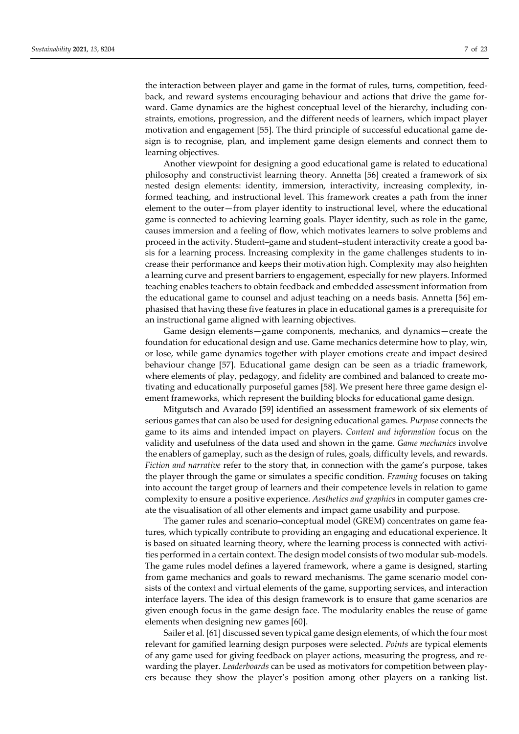the interaction between player and game in the format of rules, turns, competition, feedback, and reward systems encouraging behaviour and actions that drive the game forward. Game dynamics are the highest conceptual level of the hierarchy, including constraints, emotions, progression, and the different needs of learners, which impact player motivation and engagement [55]. The third principle of successful educational game design is to recognise, plan, and implement game design elements and connect them to learning objectives.

Another viewpoint for designing a good educational game is related to educational philosophy and constructivist learning theory. Annetta [56] created a framework of six nested design elements: identity, immersion, interactivity, increasing complexity, informed teaching, and instructional level. This framework creates a path from the inner element to the outer—from player identity to instructional level, where the educational game is connected to achieving learning goals. Player identity, such as role in the game, causes immersion and a feeling of flow, which motivates learners to solve problems and proceed in the activity. Student–game and student–student interactivity create a good basis for a learning process. Increasing complexity in the game challenges students to increase their performance and keeps their motivation high. Complexity may also heighten a learning curve and present barriers to engagement, especially for new players. Informed teaching enables teachers to obtain feedback and embedded assessment information from the educational game to counsel and adjust teaching on a needs basis. Annetta [56] emphasised that having these five features in place in educational games is a prerequisite for an instructional game aligned with learning objectives.

Game design elements—game components, mechanics, and dynamics—create the foundation for educational design and use. Game mechanics determine how to play, win, or lose, while game dynamics together with player emotions create and impact desired behaviour change [57]. Educational game design can be seen as a triadic framework, where elements of play, pedagogy, and fidelity are combined and balanced to create motivating and educationally purposeful games [58]. We present here three game design element frameworks, which represent the building blocks for educational game design.

Mitgutsch and Avarado [59] identified an assessment framework of six elements of serious games that can also be used for designing educational games. *Purpose* connects the game to its aims and intended impact on players. *Content and information* focus on the validity and usefulness of the data used and shown in the game. *Game mechanics* involve the enablers of gameplay, such as the design of rules, goals, difficulty levels, and rewards. *Fiction and narrative* refer to the story that, in connection with the game's purpose, takes the player through the game or simulates a specific condition. *Framing* focuses on taking into account the target group of learners and their competence levels in relation to game complexity to ensure a positive experience. *Aesthetics and graphics* in computer games create the visualisation of all other elements and impact game usability and purpose.

The gamer rules and scenario–conceptual model (GREM) concentrates on game features, which typically contribute to providing an engaging and educational experience. It is based on situated learning theory, where the learning process is connected with activities performed in a certain context. The design model consists of two modular sub-models. The game rules model defines a layered framework, where a game is designed, starting from game mechanics and goals to reward mechanisms. The game scenario model consists of the context and virtual elements of the game, supporting services, and interaction interface layers. The idea of this design framework is to ensure that game scenarios are given enough focus in the game design face. The modularity enables the reuse of game elements when designing new games [60].

Sailer et al. [61] discussed seven typical game design elements, of which the four most relevant for gamified learning design purposes were selected. *Points* are typical elements of any game used for giving feedback on player actions, measuring the progress, and rewarding the player. *Leaderboards* can be used as motivators for competition between players because they show the player's position among other players on a ranking list.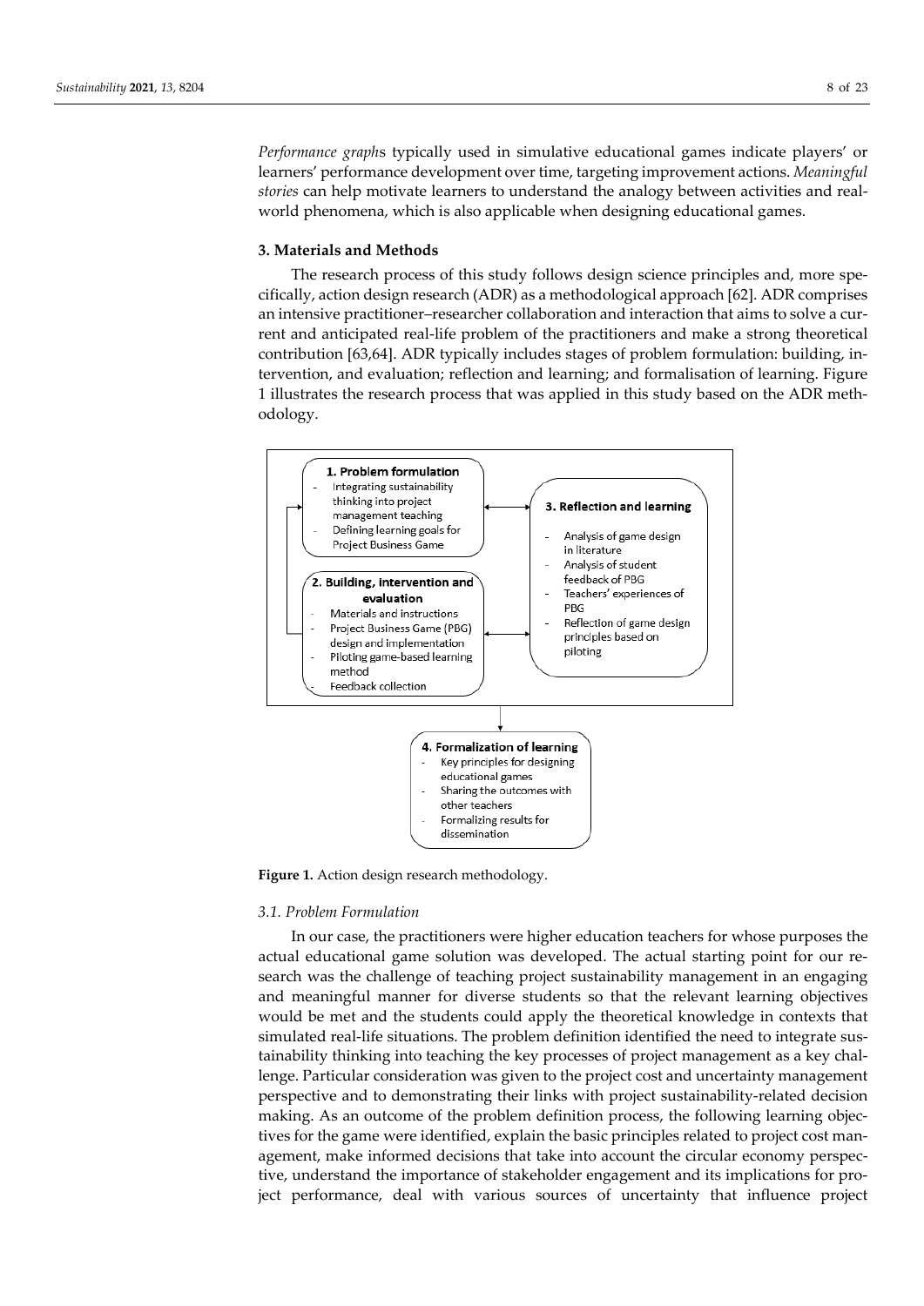*Performance graph*s typically used in simulative educational games indicate players' or learners' performance development over time, targeting improvement actions. *Meaningful stories* can help motivate learners to understand the analogy between activities and real-world phenomena, which is also applicable when designing educational games.

## 3. Materials and Methods

The research process of this study follows design science principles and, more specifically, action design research (ADR) as a methodological approach [62]. ADR comprises an intensive practitioner–researcher collaboration and interaction that aims to solve a current and anticipated real-life problem of the practitioners and make a strong theoretical contribution [63,64]. ADR typically includes stages of problem formulation: building, intervention, and evaluation; reflection and learning; and formalisation of learning. Figure 1 illustrates the research process that was applied in this study based on the ADR methodology.

**1. Problem formulation**
- Integrating sustainability thinking into project management teaching
- Defining learning goals for Project Business Game

**2. Building, intervention and evaluation**
- Materials and instructions
- Project Business Game (PBG) design and implementation
- Piloting game-based learning method
- Feedback collection

**3. Reflection and learning**
- Analysis of game design in literature
- Analysis of student feedback of PBG
- Teachers' experiences of PBG
- Reflection of game design principles based on piloting

**4. Formalization of learning**
- Key principles for designing educational games
- Sharing the outcomes with other teachers
- Formalizing results for dissemination

**Figure 1.** Action design research methodology.

### 3.1. Problem Formulation

In our case, the practitioners were higher education teachers for whose purposes the actual educational game solution was developed. The actual starting point for our research was the challenge of teaching project sustainability management in an engaging and meaningful manner for diverse students so that the relevant learning objectives would be met and the students could apply the theoretical knowledge in contexts that simulated real-life situations. The problem definition identified the need to integrate sustainability thinking into teaching the key processes of project management as a key challenge. Particular consideration was given to the project cost and uncertainty management perspective and to demonstrating their links with project sustainability-related decision making. As an outcome of the problem definition process, the following learning objectives for the game were identified, explain the basic principles related to project cost management, make informed decisions that take into account the circular economy perspective, understand the importance of stakeholder engagement and its implications for project performance, deal with various sources of uncertainty that influence project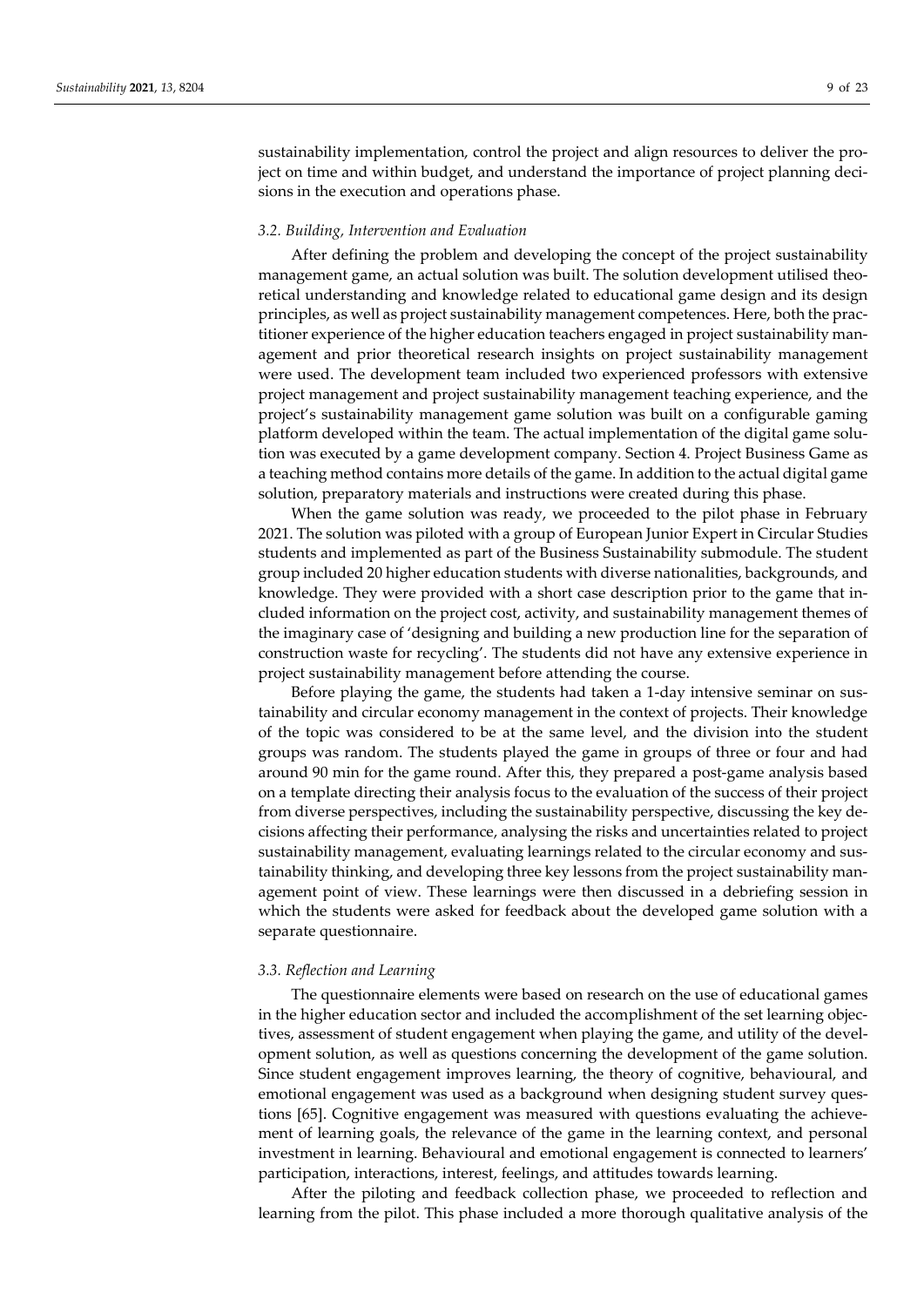sustainability implementation, control the project and align resources to deliver the project on time and within budget, and understand the importance of project planning decisions in the execution and operations phase.

### *3.2. Building, Intervention and Evaluation*

After defining the problem and developing the concept of the project sustainability management game, an actual solution was built. The solution development utilised theoretical understanding and knowledge related to educational game design and its design principles, as well as project sustainability management competences. Here, both the practitioner experience of the higher education teachers engaged in project sustainability management and prior theoretical research insights on project sustainability management were used. The development team included two experienced professors with extensive project management and project sustainability management teaching experience, and the project's sustainability management game solution was built on a configurable gaming platform developed within the team. The actual implementation of the digital game solution was executed by a game development company. Section 4. Project Business Game as a teaching method contains more details of the game. In addition to the actual digital game solution, preparatory materials and instructions were created during this phase.

When the game solution was ready, we proceeded to the pilot phase in February 2021. The solution was piloted with a group of European Junior Expert in Circular Studies students and implemented as part of the Business Sustainability submodule. The student group included 20 higher education students with diverse nationalities, backgrounds, and knowledge. They were provided with a short case description prior to the game that included information on the project cost, activity, and sustainability management themes of the imaginary case of 'designing and building a new production line for the separation of construction waste for recycling'. The students did not have any extensive experience in project sustainability management before attending the course.

Before playing the game, the students had taken a 1-day intensive seminar on sustainability and circular economy management in the context of projects. Their knowledge of the topic was considered to be at the same level, and the division into the student groups was random. The students played the game in groups of three or four and had around 90 min for the game round. After this, they prepared a post-game analysis based on a template directing their analysis focus to the evaluation of the success of their project from diverse perspectives, including the sustainability perspective, discussing the key decisions affecting their performance, analysing the risks and uncertainties related to project sustainability management, evaluating learnings related to the circular economy and sustainability thinking, and developing three key lessons from the project sustainability management point of view. These learnings were then discussed in a debriefing session in which the students were asked for feedback about the developed game solution with a separate questionnaire.

### *3.3. Reflection and Learning*

The questionnaire elements were based on research on the use of educational games in the higher education sector and included the accomplishment of the set learning objectives, assessment of student engagement when playing the game, and utility of the development solution, as well as questions concerning the development of the game solution. Since student engagement improves learning, the theory of cognitive, behavioural, and emotional engagement was used as a background when designing student survey questions [65]. Cognitive engagement was measured with questions evaluating the achievement of learning goals, the relevance of the game in the learning context, and personal investment in learning. Behavioural and emotional engagement is connected to learners' participation, interactions, interest, feelings, and attitudes towards learning.

After the piloting and feedback collection phase, we proceeded to reflection and learning from the pilot. This phase included a more thorough qualitative analysis of the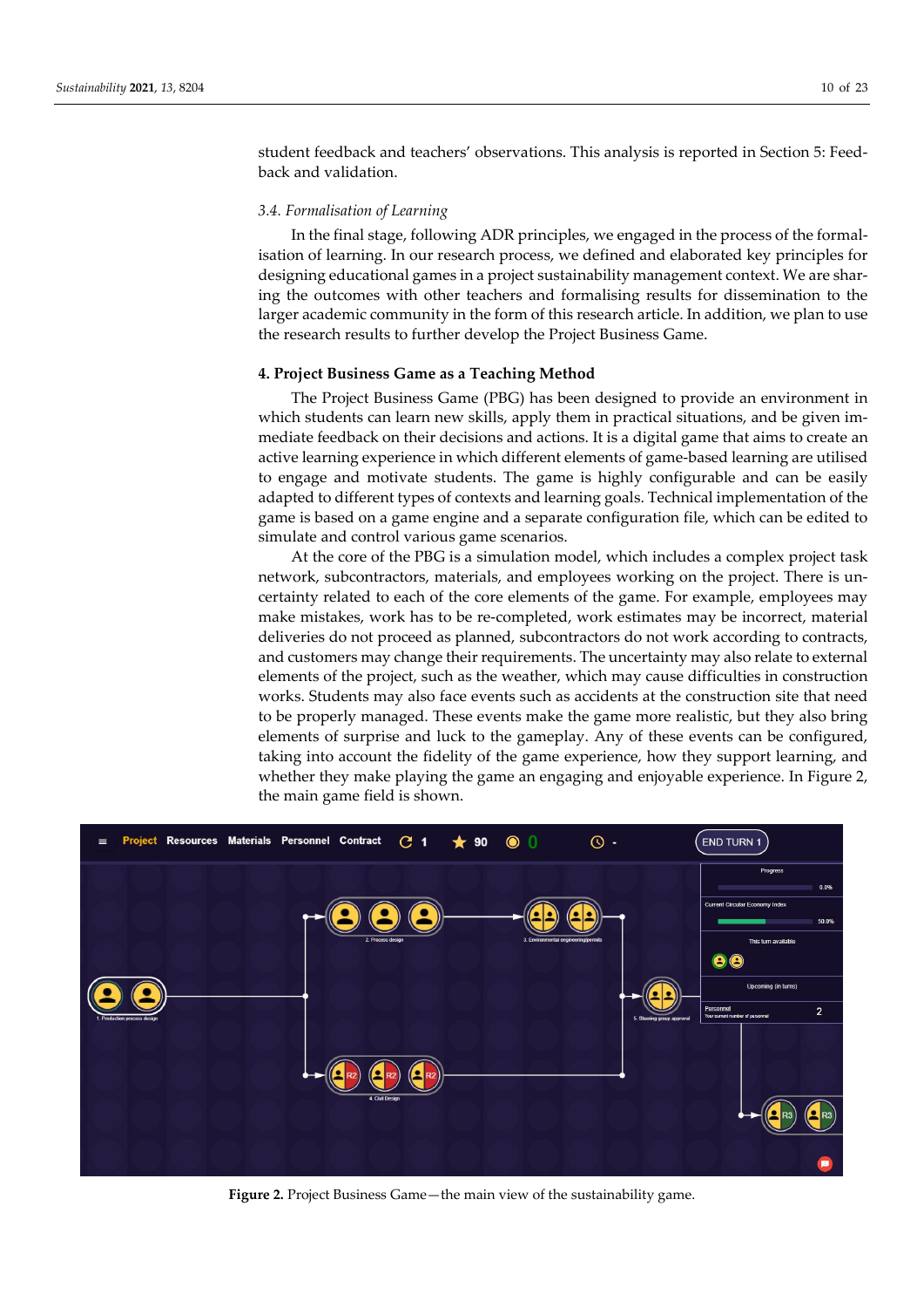student feedback and teachers' observations. This analysis is reported in Section 5: Feedback and validation.

### 3.4. Formalisation of Learning

In the final stage, following ADR principles, we engaged in the process of the formalisation of learning. In our research process, we defined and elaborated key principles for designing educational games in a project sustainability management context. We are sharing the outcomes with other teachers and formalising results for dissemination to the larger academic community in the form of this research article. In addition, we plan to use the research results to further develop the Project Business Game.

## 4. Project Business Game as a Teaching Method

The Project Business Game (PBG) has been designed to provide an environment in which students can learn new skills, apply them in practical situations, and be given immediate feedback on their decisions and actions. It is a digital game that aims to create an active learning experience in which different elements of game-based learning are utilised to engage and motivate students. The game is highly configurable and can be easily adapted to different types of contexts and learning goals. Technical implementation of the game is based on a game engine and a separate configuration file, which can be edited to simulate and control various game scenarios.

At the core of the PBG is a simulation model, which includes a complex project task network, subcontractors, materials, and employees working on the project. There is uncertainty related to each of the core elements of the game. For example, employees may make mistakes, work has to be re-completed, work estimates may be incorrect, material deliveries do not proceed as planned, subcontractors do not work according to contracts, and customers may change their requirements. The uncertainty may also relate to external elements of the project, such as the weather, which may cause difficulties in construction works. Students may also face events such as accidents at the construction site that need to be properly managed. These events make the game more realistic, but they also bring elements of surprise and luck to the gameplay. Any of these events can be configured, taking into account the fidelity of the game experience, how they support learning, and whether they make playing the game an engaging and enjoyable experience. In Figure 2, the main game field is shown.

**Figure 2.** Project Business Game—the main view of the sustainability game.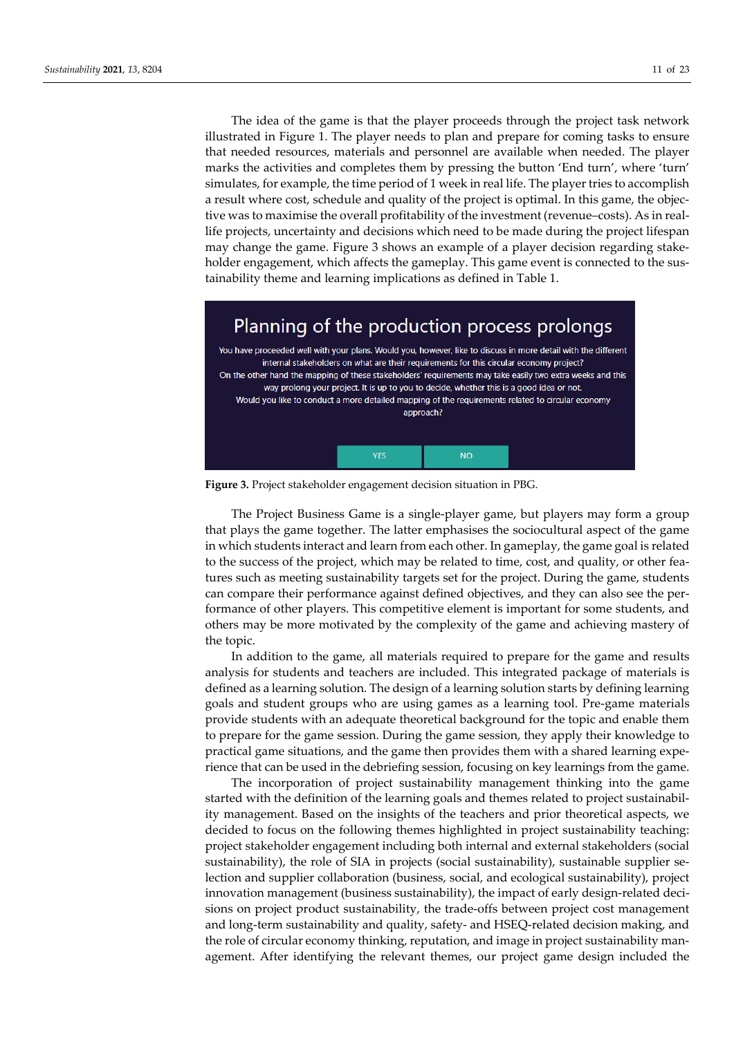The idea of the game is that the player proceeds through the project task network illustrated in Figure 1. The player needs to plan and prepare for coming tasks to ensure that needed resources, materials and personnel are available when needed. The player marks the activities and completes them by pressing the button 'End turn', where 'turn' simulates, for example, the time period of 1 week in real life. The player tries to accomplish a result where cost, schedule and quality of the project is optimal. In this game, the objective was to maximise the overall profitability of the investment (revenue–costs). As in real-life projects, uncertainty and decisions which need to be made during the project lifespan may change the game. Figure 3 shows an example of a player decision regarding stakeholder engagement, which affects the gameplay. This game event is connected to the sustainability theme and learning implications as defined in Table 1.

**Planning of the production process prolongs**

You have proceeded well with your plans. Would you, however, like to discuss in more detail with the different internal stakeholders on what are their requirements for this circular economy project?
On the other hand the mapping of these stakeholders' requirements may take easily two extra weeks and this way prolong your project. It is up to you to decide, whether this is a good idea or not.
Would you like to conduct a more detailed mapping of the requirements related to circular economy approach?

YES NO

**Figure 3.** Project stakeholder engagement decision situation in PBG.

The Project Business Game is a single-player game, but players may form a group that plays the game together. The latter emphasises the sociocultural aspect of the game in which students interact and learn from each other. In gameplay, the game goal is related to the success of the project, which may be related to time, cost, and quality, or other features such as meeting sustainability targets set for the project. During the game, students can compare their performance against defined objectives, and they can also see the performance of other players. This competitive element is important for some students, and others may be more motivated by the complexity of the game and achieving mastery of the topic.

In addition to the game, all materials required to prepare for the game and results analysis for students and teachers are included. This integrated package of materials is defined as a learning solution. The design of a learning solution starts by defining learning goals and student groups who are using games as a learning tool. Pre-game materials provide students with an adequate theoretical background for the topic and enable them to prepare for the game session. During the game session, they apply their knowledge to practical game situations, and the game then provides them with a shared learning experience that can be used in the debriefing session, focusing on key learnings from the game.

The incorporation of project sustainability management thinking into the game started with the definition of the learning goals and themes related to project sustainability management. Based on the insights of the teachers and prior theoretical aspects, we decided to focus on the following themes highlighted in project sustainability teaching: project stakeholder engagement including both internal and external stakeholders (social sustainability), the role of SIA in projects (social sustainability), sustainable supplier selection and supplier collaboration (business, social, and ecological sustainability), project innovation management (business sustainability), the impact of early design-related decisions on project product sustainability, the trade-offs between project cost management and long-term sustainability and quality, safety- and HSEQ-related decision making, and the role of circular economy thinking, reputation, and image in project sustainability management. After identifying the relevant themes, our project game design included the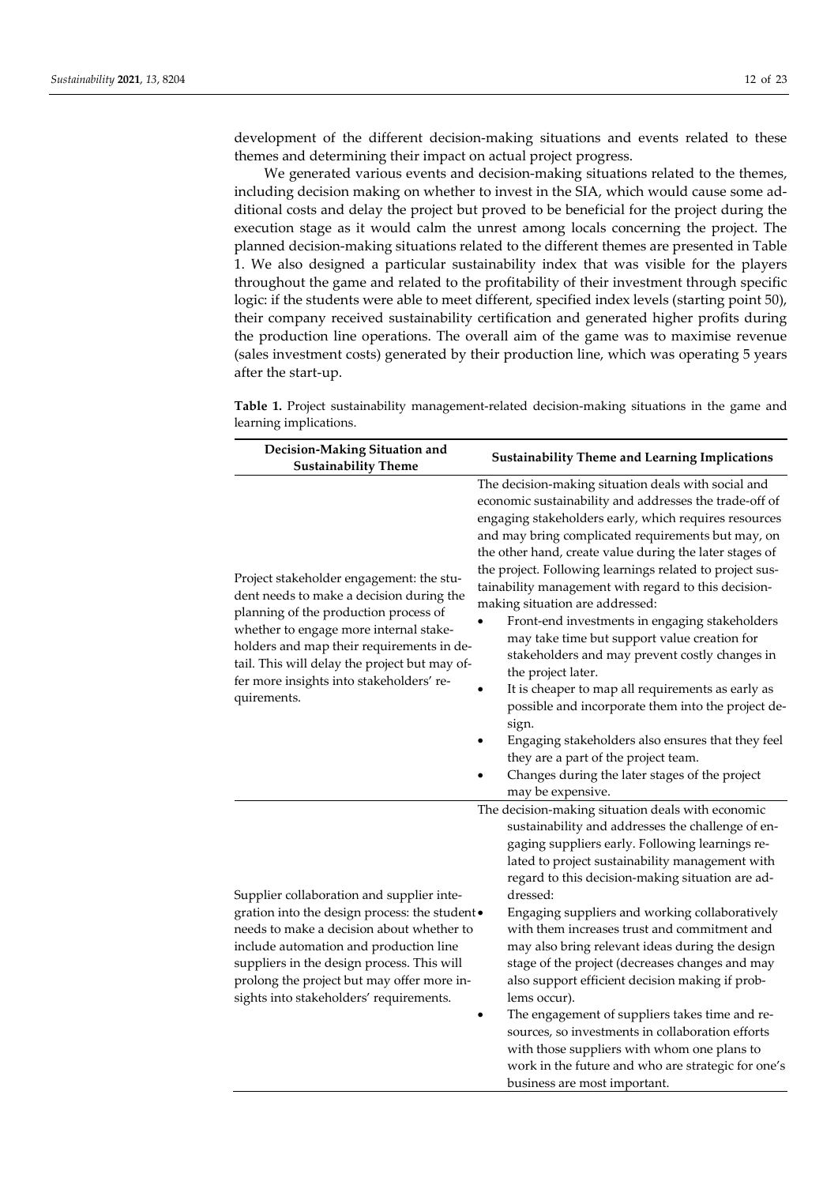development of the different decision-making situations and events related to these themes and determining their impact on actual project progress.

We generated various events and decision-making situations related to the themes, including decision making on whether to invest in the SIA, which would cause some additional costs and delay the project but proved to be beneficial for the project during the execution stage as it would calm the unrest among locals concerning the project. The planned decision-making situations related to the different themes are presented in Table 1. We also designed a particular sustainability index that was visible for the players throughout the game and related to the profitability of their investment through specific logic: if the students were able to meet different, specified index levels (starting point 50), their company received sustainability certification and generated higher profits during the production line operations. The overall aim of the game was to maximise revenue (sales investment costs) generated by their production line, which was operating 5 years after the start-up.

**Table 1.** Project sustainability management-related decision-making situations in the game and learning implications.

| Decision-Making Situation and Sustainability Theme | Sustainability Theme and Learning Implications |
|---|---|
| Project stakeholder engagement: the student needs to make a decision during the planning of the production process of whether to engage more internal stakeholders and map their requirements in detail. This will delay the project but may offer more insights into stakeholders' requirements. | The decision-making situation deals with social and economic sustainability and addresses the trade-off of engaging stakeholders early, which requires resources and may bring complicated requirements but may, on the other hand, create value during the later stages of the project. Following learnings related to project sustainability management with regard to this decision-making situation are addressed:<br>• Front-end investments in engaging stakeholders may take time but support value creation for stakeholders and may prevent costly changes in the project later.<br>• It is cheaper to map all requirements as early as possible and incorporate them into the project design.<br>• Engaging stakeholders also ensures that they feel they are a part of the project team.<br>• Changes during the later stages of the project may be expensive. |
| Supplier collaboration and supplier integration into the design process: the student needs to make a decision about whether to include automation and production line suppliers in the design process. This will prolong the project but may offer more insights into stakeholders' requirements. | The decision-making situation deals with economic sustainability and addresses the challenge of engaging suppliers early. Following learnings related to project sustainability management with regard to this decision-making situation are addressed:<br>• Engaging suppliers and working collaboratively with them increases trust and commitment and may also bring relevant ideas during the design stage of the project (decreases changes and may also support efficient decision making if problems occur).<br>• The engagement of suppliers takes time and resources, so investments in collaboration efforts with those suppliers with whom one plans to work in the future and who are strategic for one's business are most important. |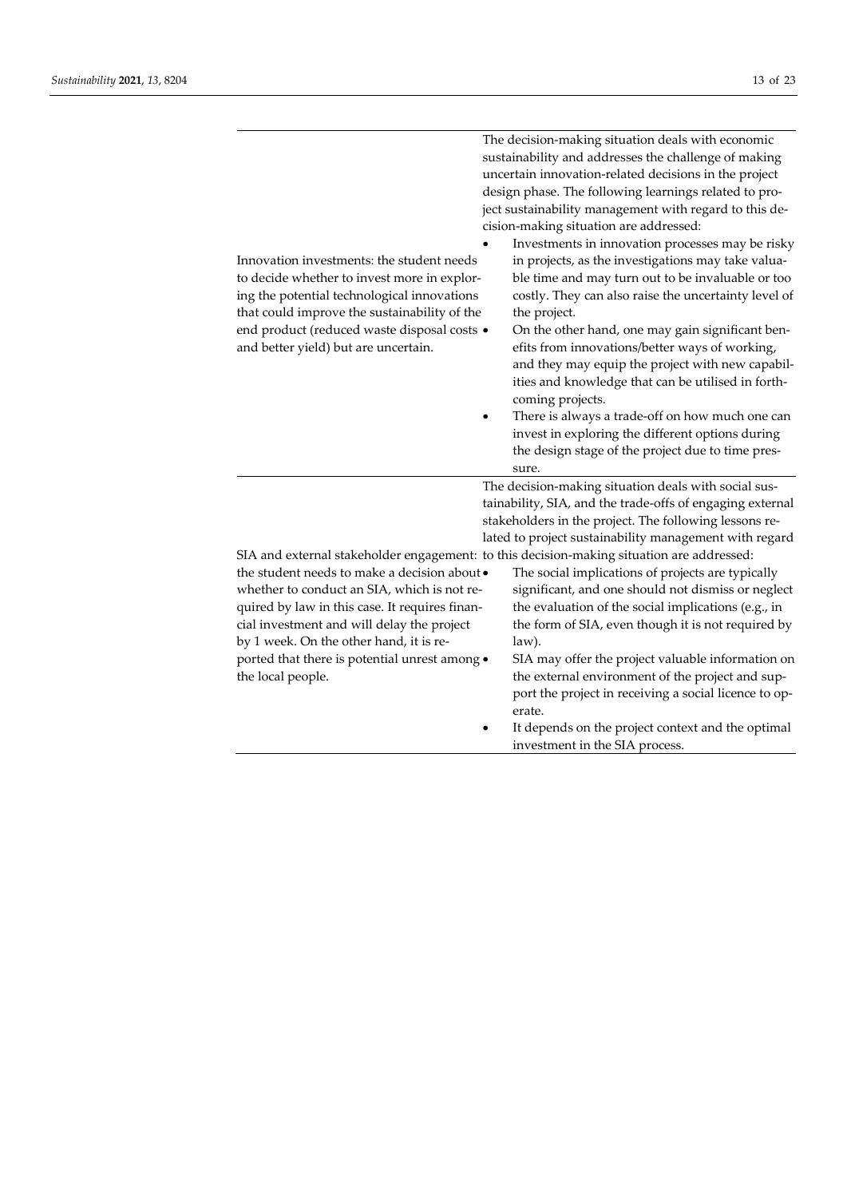| | |
|---|---|
| Innovation investments: the student needs to decide whether to invest more in exploring the potential technological innovations that could improve the sustainability of the end product (reduced waste disposal costs and better yield) but are uncertain. | The decision-making situation deals with economic sustainability and addresses the challenge of making uncertain innovation-related decisions in the project design phase. The following learnings related to project sustainability management with regard to this decision-making situation are addressed:<br>• Investments in innovation processes may be risky in projects, as the investigations may take valuable time and may turn out to be invaluable or too costly. They can also raise the uncertainty level of the project.<br>• On the other hand, one may gain significant benefits from innovations/better ways of working, and they may equip the project with new capabilities and knowledge that can be utilised in forthcoming projects.<br>• There is always a trade-off on how much one can invest in exploring the different options during the design stage of the project due to time pressure. |
| SIA and external stakeholder engagement: the student needs to make a decision about whether to conduct an SIA, which is not required by law in this case. It requires financial investment and will delay the project by 1 week. On the other hand, it is reported that there is potential unrest among the local people. | The decision-making situation deals with social sustainability, SIA, and the trade-offs of engaging external stakeholders in the project. The following lessons related to project sustainability management with regard to this decision-making situation are addressed:<br>• The social implications of projects are typically significant, and one should not dismiss or neglect the evaluation of the social implications (e.g., in the form of SIA, even though it is not required by law).<br>• SIA may offer the project valuable information on the external environment of the project and support the project in receiving a social licence to operate.<br>• It depends on the project context and the optimal investment in the SIA process. |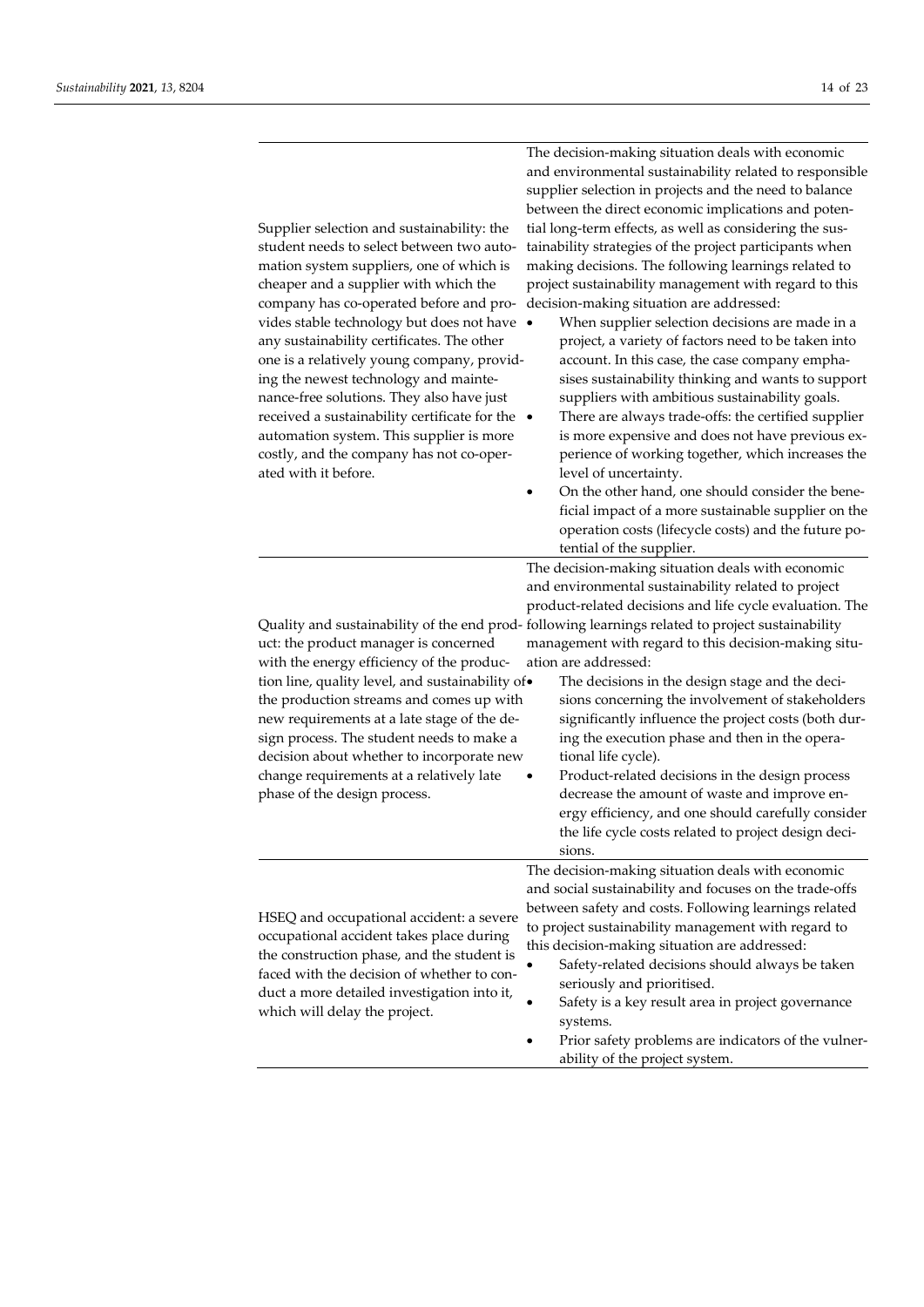| | |
|---|---|
| Supplier selection and sustainability: the student needs to select between two automation system suppliers, one of which is cheaper and a supplier with which the company has co-operated before and provides stable technology but does not have any sustainability certificates. The other one is a relatively young company, providing the newest technology and maintenance-free solutions. They also have just received a sustainability certificate for the automation system. This supplier is more costly, and the company has not co-operated with it before. | The decision-making situation deals with economic and environmental sustainability related to responsible supplier selection in projects and the need to balance between the direct economic implications and potential long-term effects, as well as considering the sustainability strategies of the project participants when making decisions. The following learnings related to project sustainability management with regard to this decision-making situation are addressed:<br>• When supplier selection decisions are made in a project, a variety of factors need to be taken into account. In this case, the case company emphasises sustainability thinking and wants to support suppliers with ambitious sustainability goals.<br>• There are always trade-offs: the certified supplier is more expensive and does not have previous experience of working together, which increases the level of uncertainty.<br>• On the other hand, one should consider the beneficial impact of a more sustainable supplier on the operation costs (lifecycle costs) and the future potential of the supplier. |
| Quality and sustainability of the end product: the product manager is concerned with the energy efficiency of the production line, quality level, and sustainability of the production streams and comes up with new requirements at a late stage of the design process. The student needs to make a decision about whether to incorporate new change requirements at a relatively late phase of the design process. | The decision-making situation deals with economic and environmental sustainability related to project product-related decisions and life cycle evaluation. The following learnings related to project sustainability management with regard to this decision-making situation are addressed:<br>• The decisions in the design stage and the decisions concerning the involvement of stakeholders significantly influence the project costs (both during the execution phase and then in the operational life cycle).<br>• Product-related decisions in the design process decrease the amount of waste and improve energy efficiency, and one should carefully consider the life cycle costs related to project design decisions. |
| HSEQ and occupational accident: a severe occupational accident takes place during the construction phase, and the student is faced with the decision of whether to conduct a more detailed investigation into it, which will delay the project. | The decision-making situation deals with economic and social sustainability and focuses on the trade-offs between safety and costs. Following learnings related to project sustainability management with regard to this decision-making situation are addressed:<br>• Safety-related decisions should always be taken seriously and prioritised.<br>• Safety is a key result area in project governance systems.<br>• Prior safety problems are indicators of the vulnerability of the project system. |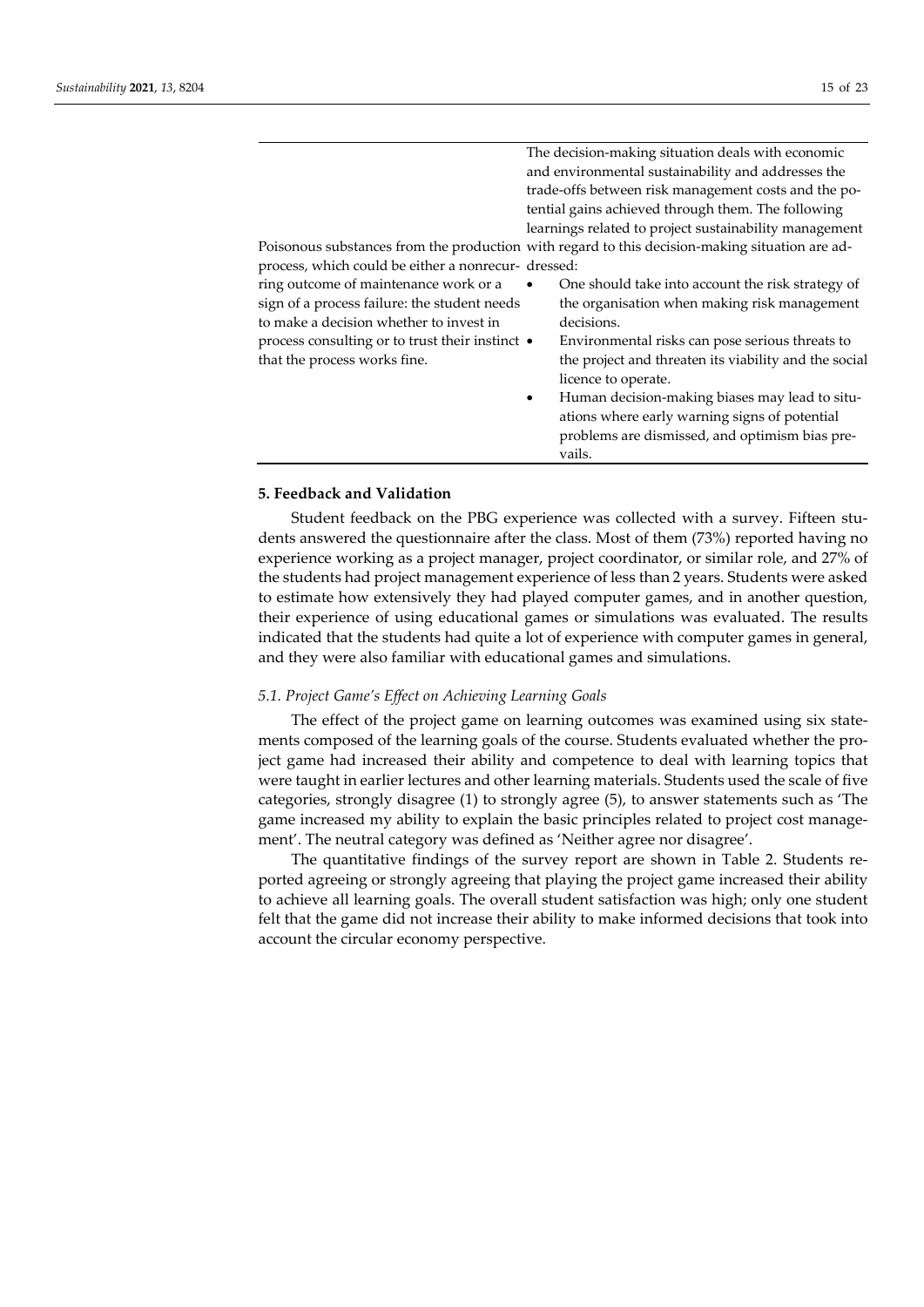| | |
|---|---|
| Poisonous substances from the production process, which could be either a nonrecurring outcome of maintenance work or a sign of a process failure: the student needs to make a decision whether to invest in process consulting or to trust their instinct that the process works fine. | The decision-making situation deals with economic and environmental sustainability and addresses the trade-offs between risk management costs and the potential gains achieved through them. The following learnings related to project sustainability management with regard to this decision-making situation are addressed:<br>• One should take into account the risk strategy of the organisation when making risk management decisions.<br>• Environmental risks can pose serious threats to the project and threaten its viability and the social licence to operate.<br>• Human decision-making biases may lead to situations where early warning signs of potential problems are dismissed, and optimism bias prevails. |

## 5. Feedback and Validation

Student feedback on the PBG experience was collected with a survey. Fifteen students answered the questionnaire after the class. Most of them (73%) reported having no experience working as a project manager, project coordinator, or similar role, and 27% of the students had project management experience of less than 2 years. Students were asked to estimate how extensively they had played computer games, and in another question, their experience of using educational games or simulations was evaluated. The results indicated that the students had quite a lot of experience with computer games in general, and they were also familiar with educational games and simulations.

### *5.1. Project Game's Effect on Achieving Learning Goals*

The effect of the project game on learning outcomes was examined using six statements composed of the learning goals of the course. Students evaluated whether the project game had increased their ability and competence to deal with learning topics that were taught in earlier lectures and other learning materials. Students used the scale of five categories, strongly disagree (1) to strongly agree (5), to answer statements such as 'The game increased my ability to explain the basic principles related to project cost management'. The neutral category was defined as 'Neither agree nor disagree'.

The quantitative findings of the survey report are shown in Table 2. Students reported agreeing or strongly agreeing that playing the project game increased their ability to achieve all learning goals. The overall student satisfaction was high; only one student felt that the game did not increase their ability to make informed decisions that took into account the circular economy perspective.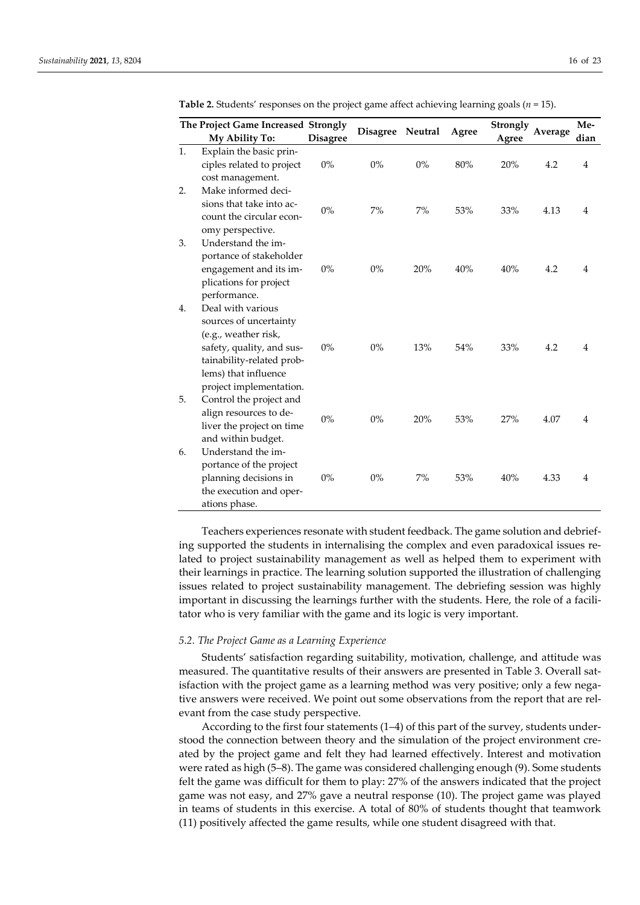**Table 2.** Students' responses on the project game affect achieving learning goals ($n$ = 15).

| The Project Game Increased My Ability To: | Strongly Disagree | Disagree | Neutral | Agree | Strongly Agree | Average | Median |
|---|---|---|---|---|---|---|---|
| 1. Explain the basic principles related to project cost management. | 0% | 0% | 0% | 80% | 20% | 4.2 | 4 |
| 2. Make informed decisions that take into account the circular economy perspective. | 0% | 7% | 7% | 53% | 33% | 4.13 | 4 |
| 3. Understand the importance of stakeholder engagement and its implications for project performance. | 0% | 0% | 20% | 40% | 40% | 4.2 | 4 |
| 4. Deal with various sources of uncertainty (e.g., weather risk, safety, quality, and sustainability-related problems) that influence project implementation. | 0% | 0% | 13% | 54% | 33% | 4.2 | 4 |
| 5. Control the project and align resources to deliver the project on time and within budget. | 0% | 0% | 20% | 53% | 27% | 4.07 | 4 |
| 6. Understand the importance of the project planning decisions in the execution and operations phase. | 0% | 0% | 7% | 53% | 40% | 4.33 | 4 |

Teachers experiences resonate with student feedback. The game solution and debriefing supported the students in internalising the complex and even paradoxical issues related to project sustainability management as well as helped them to experiment with their learnings in practice. The learning solution supported the illustration of challenging issues related to project sustainability management. The debriefing session was highly important in discussing the learnings further with the students. Here, the role of a facilitator who is very familiar with the game and its logic is very important.

### 5.2. The Project Game as a Learning Experience

Students' satisfaction regarding suitability, motivation, challenge, and attitude was measured. The quantitative results of their answers are presented in Table 3. Overall satisfaction with the project game as a learning method was very positive; only a few negative answers were received. We point out some observations from the report that are relevant from the case study perspective.

According to the first four statements (1–4) of this part of the survey, students understood the connection between theory and the simulation of the project environment created by the project game and felt they had learned effectively. Interest and motivation were rated as high (5–8). The game was considered challenging enough (9). Some students felt the game was difficult for them to play: 27% of the answers indicated that the project game was not easy, and 27% gave a neutral response (10). The project game was played in teams of students in this exercise. A total of 80% of students thought that teamwork (11) positively affected the game results, while one student disagreed with that.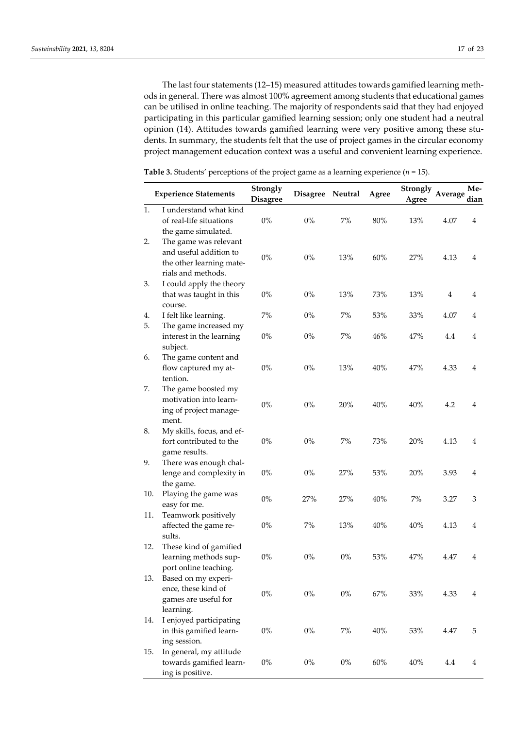The last four statements (12–15) measured attitudes towards gamified learning methods in general. There was almost 100% agreement among students that educational games can be utilised in online teaching. The majority of respondents said that they had enjoyed participating in this particular gamified learning session; only one student had a neutral opinion (14). Attitudes towards gamified learning were very positive among these students. In summary, the students felt that the use of project games in the circular economy project management education context was a useful and convenient learning experience.

**Table 3.** Students' perceptions of the project game as a learning experience ($n = 15$).

| Experience Statements | Strongly Disagree | Disagree | Neutral | Agree | Strongly Agree | Average | Median |
|---|---|---|---|---|---|---|---|
| 1. I understand what kind of real-life situations the game simulated. | 0% | 0% | 7% | 80% | 13% | 4.07 | 4 |
| 2. The game was relevant and useful addition to the other learning materials and methods. | 0% | 0% | 13% | 60% | 27% | 4.13 | 4 |
| 3. I could apply the theory that was taught in this course. | 0% | 0% | 13% | 73% | 13% | 4 | 4 |
| 4. I felt like learning. | 7% | 0% | 7% | 53% | 33% | 4.07 | 4 |
| 5. The game increased my interest in the learning subject. | 0% | 0% | 7% | 46% | 47% | 4.4 | 4 |
| 6. The game content and flow captured my attention. | 0% | 0% | 13% | 40% | 47% | 4.33 | 4 |
| 7. The game boosted my motivation into learning of project management. | 0% | 0% | 20% | 40% | 40% | 4.2 | 4 |
| 8. My skills, focus, and effort contributed to the game results. | 0% | 0% | 7% | 73% | 20% | 4.13 | 4 |
| 9. There was enough challenge and complexity in the game. | 0% | 0% | 27% | 53% | 20% | 3.93 | 4 |
| 10. Playing the game was easy for me. | 0% | 27% | 27% | 40% | 7% | 3.27 | 3 |
| 11. Teamwork positively affected the game results. | 0% | 7% | 13% | 40% | 40% | 4.13 | 4 |
| 12. These kind of gamified learning methods support online teaching. | 0% | 0% | 0% | 53% | 47% | 4.47 | 4 |
| 13. Based on my experience, these kind of games are useful for learning. | 0% | 0% | 0% | 67% | 33% | 4.33 | 4 |
| 14. I enjoyed participating in this gamified learning session. | 0% | 0% | 7% | 40% | 53% | 4.47 | 5 |
| 15. In general, my attitude towards gamified learning is positive. | 0% | 0% | 0% | 60% | 40% | 4.4 | 4 |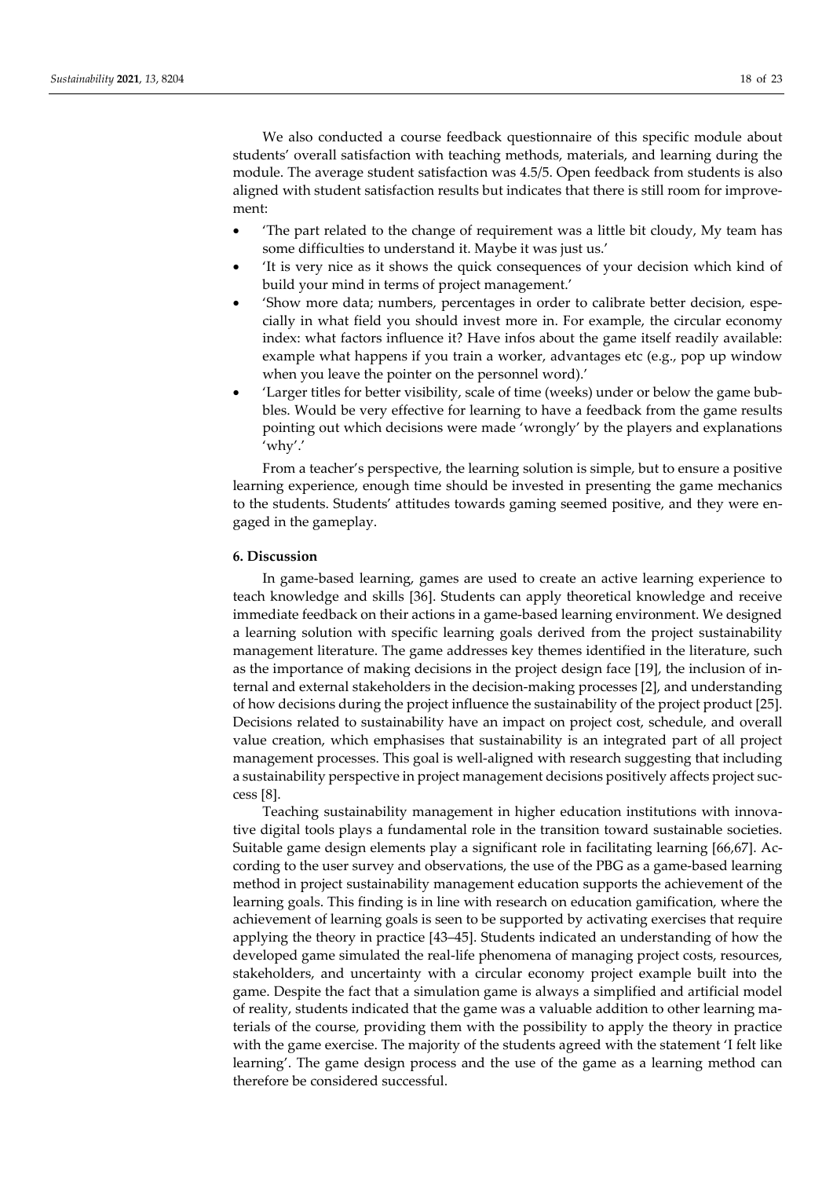We also conducted a course feedback questionnaire of this specific module about students' overall satisfaction with teaching methods, materials, and learning during the module. The average student satisfaction was 4.5/5. Open feedback from students is also aligned with student satisfaction results but indicates that there is still room for improvement:

- 'The part related to the change of requirement was a little bit cloudy, My team has some difficulties to understand it. Maybe it was just us.'
- 'It is very nice as it shows the quick consequences of your decision which kind of build your mind in terms of project management.'
- 'Show more data; numbers, percentages in order to calibrate better decision, especially in what field you should invest more in. For example, the circular economy index: what factors influence it? Have infos about the game itself readily available: example what happens if you train a worker, advantages etc (e.g., pop up window when you leave the pointer on the personnel word).'
- 'Larger titles for better visibility, scale of time (weeks) under or below the game bubbles. Would be very effective for learning to have a feedback from the game results pointing out which decisions were made 'wrongly' by the players and explanations 'why'.'

From a teacher's perspective, the learning solution is simple, but to ensure a positive learning experience, enough time should be invested in presenting the game mechanics to the students. Students' attitudes towards gaming seemed positive, and they were engaged in the gameplay.

## 6. Discussion

In game-based learning, games are used to create an active learning experience to teach knowledge and skills [36]. Students can apply theoretical knowledge and receive immediate feedback on their actions in a game-based learning environment. We designed a learning solution with specific learning goals derived from the project sustainability management literature. The game addresses key themes identified in the literature, such as the importance of making decisions in the project design face [19], the inclusion of internal and external stakeholders in the decision-making processes [2], and understanding of how decisions during the project influence the sustainability of the project product [25]. Decisions related to sustainability have an impact on project cost, schedule, and overall value creation, which emphasises that sustainability is an integrated part of all project management processes. This goal is well-aligned with research suggesting that including a sustainability perspective in project management decisions positively affects project success [8].

Teaching sustainability management in higher education institutions with innovative digital tools plays a fundamental role in the transition toward sustainable societies. Suitable game design elements play a significant role in facilitating learning [66,67]. According to the user survey and observations, the use of the PBG as a game-based learning method in project sustainability management education supports the achievement of the learning goals. This finding is in line with research on education gamification, where the achievement of learning goals is seen to be supported by activating exercises that require applying the theory in practice [43–45]. Students indicated an understanding of how the developed game simulated the real-life phenomena of managing project costs, resources, stakeholders, and uncertainty with a circular economy project example built into the game. Despite the fact that a simulation game is always a simplified and artificial model of reality, students indicated that the game was a valuable addition to other learning materials of the course, providing them with the possibility to apply the theory in practice with the game exercise. The majority of the students agreed with the statement 'I felt like learning'. The game design process and the use of the game as a learning method can therefore be considered successful.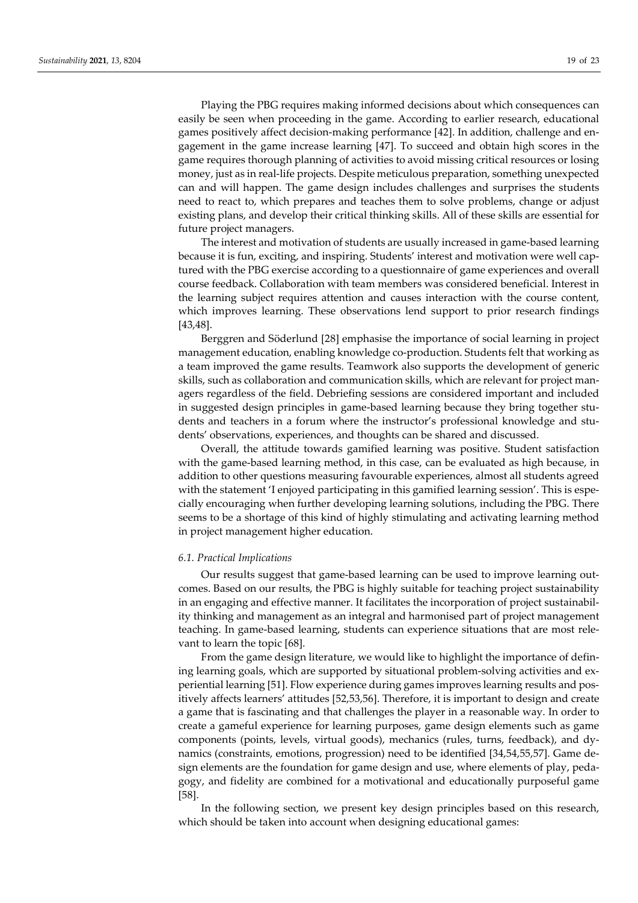Playing the PBG requires making informed decisions about which consequences can easily be seen when proceeding in the game. According to earlier research, educational games positively affect decision-making performance [42]. In addition, challenge and engagement in the game increase learning [47]. To succeed and obtain high scores in the game requires thorough planning of activities to avoid missing critical resources or losing money, just as in real-life projects. Despite meticulous preparation, something unexpected can and will happen. The game design includes challenges and surprises the students need to react to, which prepares and teaches them to solve problems, change or adjust existing plans, and develop their critical thinking skills. All of these skills are essential for future project managers.

The interest and motivation of students are usually increased in game-based learning because it is fun, exciting, and inspiring. Students' interest and motivation were well captured with the PBG exercise according to a questionnaire of game experiences and overall course feedback. Collaboration with team members was considered beneficial. Interest in the learning subject requires attention and causes interaction with the course content, which improves learning. These observations lend support to prior research findings [43,48].

Berggren and Söderlund [28] emphasise the importance of social learning in project management education, enabling knowledge co-production. Students felt that working as a team improved the game results. Teamwork also supports the development of generic skills, such as collaboration and communication skills, which are relevant for project managers regardless of the field. Debriefing sessions are considered important and included in suggested design principles in game-based learning because they bring together students and teachers in a forum where the instructor's professional knowledge and students' observations, experiences, and thoughts can be shared and discussed.

Overall, the attitude towards gamified learning was positive. Student satisfaction with the game-based learning method, in this case, can be evaluated as high because, in addition to other questions measuring favourable experiences, almost all students agreed with the statement 'I enjoyed participating in this gamified learning session'. This is especially encouraging when further developing learning solutions, including the PBG. There seems to be a shortage of this kind of highly stimulating and activating learning method in project management higher education.

### *6.1. Practical Implications*

Our results suggest that game-based learning can be used to improve learning outcomes. Based on our results, the PBG is highly suitable for teaching project sustainability in an engaging and effective manner. It facilitates the incorporation of project sustainability thinking and management as an integral and harmonised part of project management teaching. In game-based learning, students can experience situations that are most relevant to learn the topic [68].

From the game design literature, we would like to highlight the importance of defining learning goals, which are supported by situational problem-solving activities and experiential learning [51]. Flow experience during games improves learning results and positively affects learners' attitudes [52,53,56]. Therefore, it is important to design and create a game that is fascinating and that challenges the player in a reasonable way. In order to create a gameful experience for learning purposes, game design elements such as game components (points, levels, virtual goods), mechanics (rules, turns, feedback), and dynamics (constraints, emotions, progression) need to be identified [34,54,55,57]. Game design elements are the foundation for game design and use, where elements of play, pedagogy, and fidelity are combined for a motivational and educationally purposeful game [58].

In the following section, we present key design principles based on this research, which should be taken into account when designing educational games: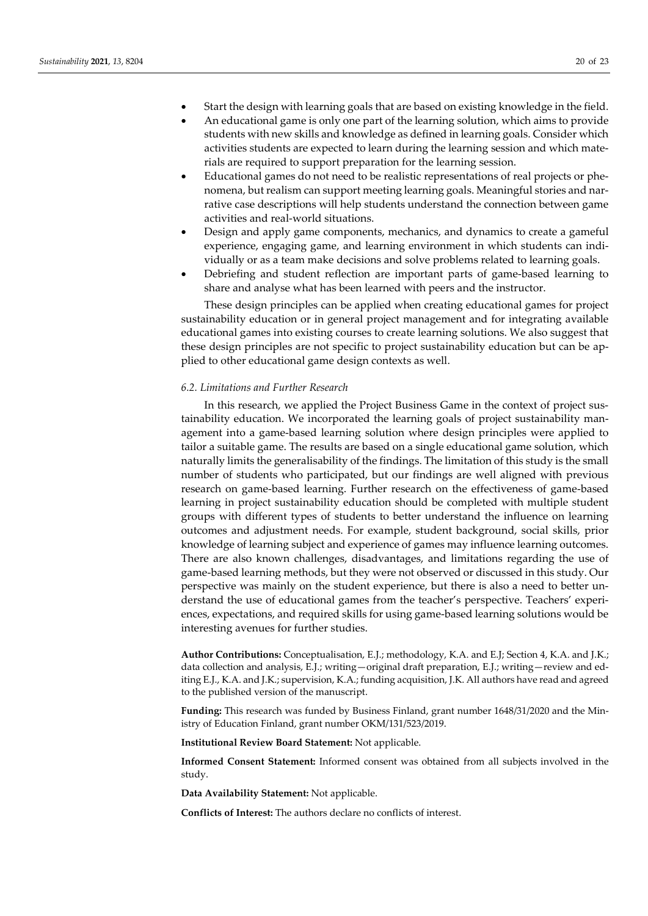- Start the design with learning goals that are based on existing knowledge in the field.
- An educational game is only one part of the learning solution, which aims to provide students with new skills and knowledge as defined in learning goals. Consider which activities students are expected to learn during the learning session and which materials are required to support preparation for the learning session.
- Educational games do not need to be realistic representations of real projects or phenomena, but realism can support meeting learning goals. Meaningful stories and narrative case descriptions will help students understand the connection between game activities and real-world situations.
- Design and apply game components, mechanics, and dynamics to create a gameful experience, engaging game, and learning environment in which students can individually or as a team make decisions and solve problems related to learning goals.
- Debriefing and student reflection are important parts of game-based learning to share and analyse what has been learned with peers and the instructor.

These design principles can be applied when creating educational games for project sustainability education or in general project management and for integrating available educational games into existing courses to create learning solutions. We also suggest that these design principles are not specific to project sustainability education but can be applied to other educational game design contexts as well.

### *6.2. Limitations and Further Research*

In this research, we applied the Project Business Game in the context of project sustainability education. We incorporated the learning goals of project sustainability management into a game-based learning solution where design principles were applied to tailor a suitable game. The results are based on a single educational game solution, which naturally limits the generalisability of the findings. The limitation of this study is the small number of students who participated, but our findings are well aligned with previous research on game-based learning. Further research on the effectiveness of game-based learning in project sustainability education should be completed with multiple student groups with different types of students to better understand the influence on learning outcomes and adjustment needs. For example, student background, social skills, prior knowledge of learning subject and experience of games may influence learning outcomes. There are also known challenges, disadvantages, and limitations regarding the use of game-based learning methods, but they were not observed or discussed in this study. Our perspective was mainly on the student experience, but there is also a need to better understand the use of educational games from the teacher's perspective. Teachers' experiences, expectations, and required skills for using game-based learning solutions would be interesting avenues for further studies.

**Author Contributions:** Conceptualisation, E.J.; methodology, K.A. and E.J; Section 4, K.A. and J.K.; data collection and analysis, E.J.; writing—original draft preparation, E.J.; writing—review and editing E.J., K.A. and J.K.; supervision, K.A.; funding acquisition, J.K. All authors have read and agreed to the published version of the manuscript.

**Funding:** This research was funded by Business Finland, grant number 1648/31/2020 and the Ministry of Education Finland, grant number OKM/131/523/2019.

**Institutional Review Board Statement:** Not applicable.

**Informed Consent Statement:** Informed consent was obtained from all subjects involved in the study.

**Data Availability Statement:** Not applicable.

**Conflicts of Interest:** The authors declare no conflicts of interest.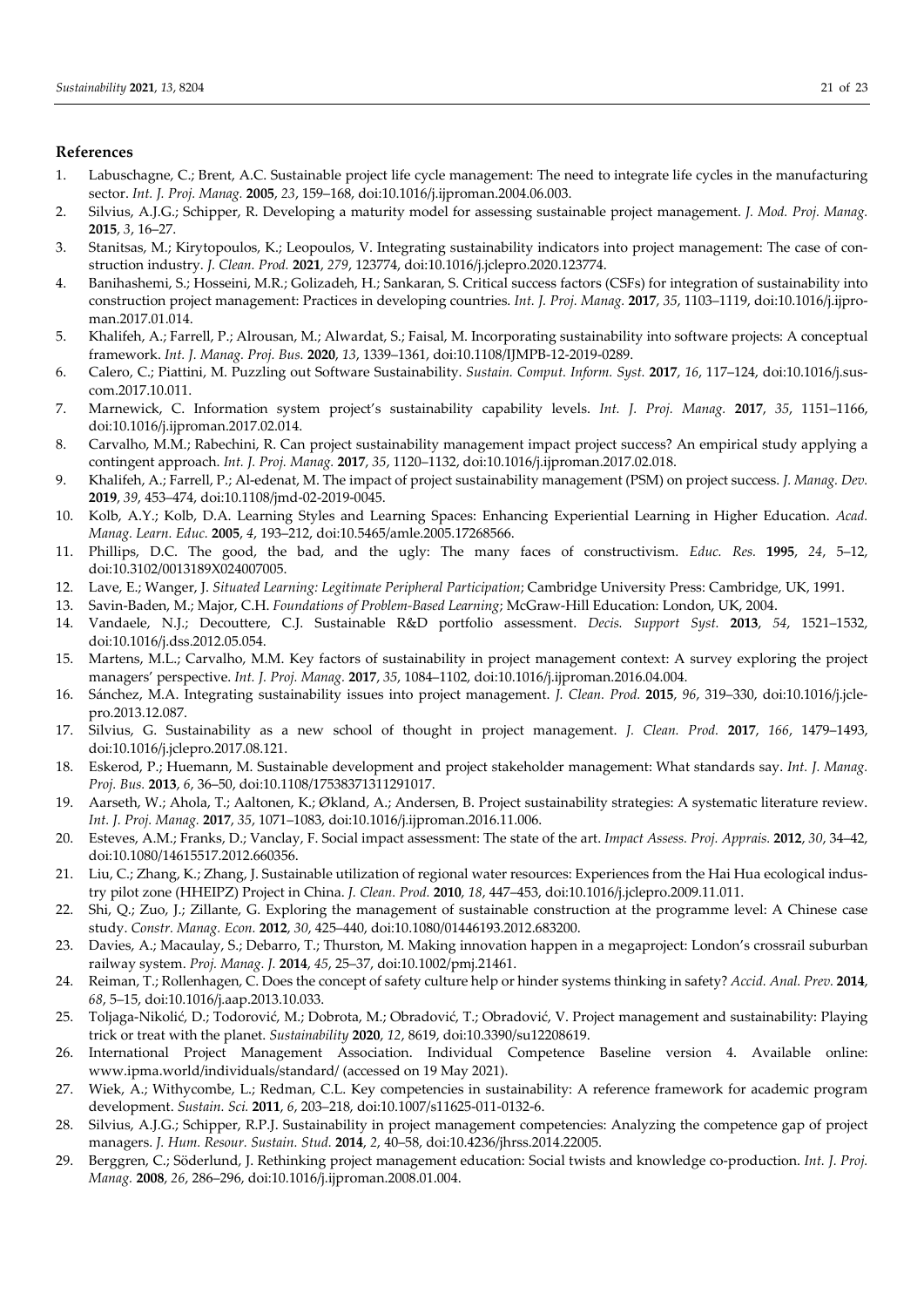## References

1. Labuschagne, C.; Brent, A.C. Sustainable project life cycle management: The need to integrate life cycles in the manufacturing sector. *Int. J. Proj. Manag.* **2005**, *23*, 159–168, doi:10.1016/j.ijproman.2004.06.003.
2. Silvius, A.J.G.; Schipper, R. Developing a maturity model for assessing sustainable project management. *J. Mod. Proj. Manag.* **2015**, *3*, 16–27.
3. Stanitsas, M.; Kirytopoulos, K.; Leopoulos, V. Integrating sustainability indicators into project management: The case of construction industry. *J. Clean. Prod.* **2021**, *279*, 123774, doi:10.1016/j.jclepro.2020.123774.
4. Banihashemi, S.; Hosseini, M.R.; Golizadeh, H.; Sankaran, S. Critical success factors (CSFs) for integration of sustainability into construction project management: Practices in developing countries. *Int. J. Proj. Manag.* **2017**, *35*, 1103–1119, doi:10.1016/j.ijproman.2017.01.014.
5. Khalifeh, A.; Farrell, P.; Alrousan, M.; Alwardat, S.; Faisal, M. Incorporating sustainability into software projects: A conceptual framework. *Int. J. Manag. Proj. Bus.* **2020**, *13*, 1339–1361, doi:10.1108/IJMPB-12-2019-0289.
6. Calero, C.; Piattini, M. Puzzling out Software Sustainability. *Sustain. Comput. Inform. Syst.* **2017**, *16*, 117–124, doi:10.1016/j.suscom.2017.10.011.
7. Marnewick, C. Information system project's sustainability capability levels. *Int. J. Proj. Manag.* **2017**, *35*, 1151–1166, doi:10.1016/j.ijproman.2017.02.014.
8. Carvalho, M.M.; Rabechini, R. Can project sustainability management impact project success? An empirical study applying a contingent approach. *Int. J. Proj. Manag.* **2017**, *35*, 1120–1132, doi:10.1016/j.ijproman.2017.02.018.
9. Khalifeh, A.; Farrell, P.; Al-edenat, M. The impact of project sustainability management (PSM) on project success. *J. Manag. Dev.* **2019**, *39*, 453–474, doi:10.1108/jmd-02-2019-0045.
10. Kolb, A.Y.; Kolb, D.A. Learning Styles and Learning Spaces: Enhancing Experiential Learning in Higher Education. *Acad. Manag. Learn. Educ.* **2005**, *4*, 193–212, doi:10.5465/amle.2005.17268566.
11. Phillips, D.C. The good, the bad, and the ugly: The many faces of constructivism. *Educ. Res.* **1995**, *24*, 5–12, doi:10.3102/0013189X024007005.
12. Lave, E.; Wanger, J. *Situated Learning: Legitimate Peripheral Participation*; Cambridge University Press: Cambridge, UK, 1991.
13. Savin-Baden, M.; Major, C.H. *Foundations of Problem-Based Learning*; McGraw-Hill Education: London, UK, 2004.
14. Vandaele, N.J.; Decouttere, C.J. Sustainable R&D portfolio assessment. *Decis. Support Syst.* **2013**, *54*, 1521–1532, doi:10.1016/j.dss.2012.05.054.
15. Martens, M.L.; Carvalho, M.M. Key factors of sustainability in project management context: A survey exploring the project managers' perspective. *Int. J. Proj. Manag.* **2017**, *35*, 1084–1102, doi:10.1016/j.ijproman.2016.04.004.
16. Sánchez, M.A. Integrating sustainability issues into project management. *J. Clean. Prod.* **2015**, *96*, 319–330, doi:10.1016/j.jclepro.2013.12.087.
17. Silvius, G. Sustainability as a new school of thought in project management. *J. Clean. Prod.* **2017**, *166*, 1479–1493, doi:10.1016/j.jclepro.2017.08.121.
18. Eskerod, P.; Huemann, M. Sustainable development and project stakeholder management: What standards say. *Int. J. Manag. Proj. Bus.* **2013**, *6*, 36–50, doi:10.1108/17538371311291017.
19. Aarseth, W.; Ahola, T.; Aaltonen, K.; Økland, A.; Andersen, B. Project sustainability strategies: A systematic literature review. *Int. J. Proj. Manag.* **2017**, *35*, 1071–1083, doi:10.1016/j.ijproman.2016.11.006.
20. Esteves, A.M.; Franks, D.; Vanclay, F. Social impact assessment: The state of the art. *Impact Assess. Proj. Apprais.* **2012**, *30*, 34–42, doi:10.1080/14615517.2012.660356.
21. Liu, C.; Zhang, K.; Zhang, J. Sustainable utilization of regional water resources: Experiences from the Hai Hua ecological industry pilot zone (HHEIPZ) Project in China. *J. Clean. Prod.* **2010**, *18*, 447–453, doi:10.1016/j.jclepro.2009.11.011.
22. Shi, Q.; Zuo, J.; Zillante, G. Exploring the management of sustainable construction at the programme level: A Chinese case study. *Constr. Manag. Econ.* **2012**, *30*, 425–440, doi:10.1080/01446193.2012.683200.
23. Davies, A.; Macaulay, S.; Debarro, T.; Thurston, M. Making innovation happen in a megaproject: London's crossrail suburban railway system. *Proj. Manag. J.* **2014**, *45*, 25–37, doi:10.1002/pmj.21461.
24. Reiman, T.; Rollenhagen, C. Does the concept of safety culture help or hinder systems thinking in safety? *Accid. Anal. Prev.* **2014**, *68*, 5–15, doi:10.1016/j.aap.2013.10.033.
25. Toljaga-Nikolić, D.; Todorović, M.; Dobrota, M.; Obradović, T.; Obradović, V. Project management and sustainability: Playing trick or treat with the planet. *Sustainability* **2020**, *12*, 8619, doi:10.3390/su12208619.
26. International Project Management Association. Individual Competence Baseline version 4. Available online: www.ipma.world/individuals/standard/ (accessed on 19 May 2021).
27. Wiek, A.; Withycombe, L.; Redman, C.L. Key competencies in sustainability: A reference framework for academic program development. *Sustain. Sci.* **2011**, *6*, 203–218, doi:10.1007/s11625-011-0132-6.
28. Silvius, A.J.G.; Schipper, R.P.J. Sustainability in project management competencies: Analyzing the competence gap of project managers. *J. Hum. Resour. Sustain. Stud.* **2014**, *2*, 40–58, doi:10.4236/jhrss.2014.22005.
29. Berggren, C.; Söderlund, J. Rethinking project management education: Social twists and knowledge co-production. *Int. J. Proj. Manag.* **2008**, *26*, 286–296, doi:10.1016/j.ijproman.2008.01.004.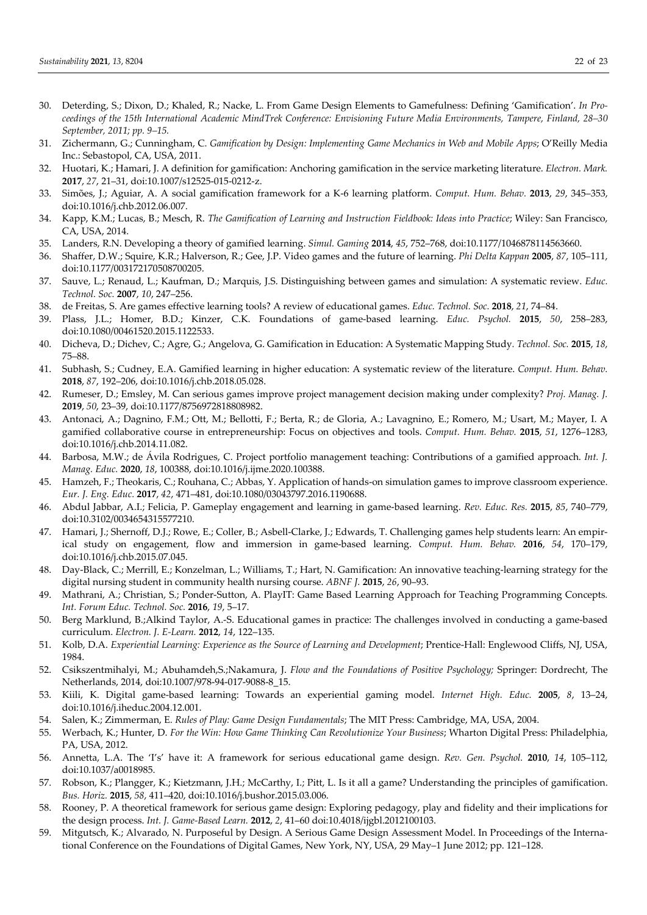30. Deterding, S.; Dixon, D.; Khaled, R.; Nacke, L. From Game Design Elements to Gamefulness: Defining 'Gamification'. *In Proceedings of the 15th International Academic MindTrek Conference: Envisioning Future Media Environments, Tampere, Finland, 28–30 September, 2011; pp. 9–15.*
31. Zichermann, G.; Cunningham, C. *Gamification by Design: Implementing Game Mechanics in Web and Mobile Apps*; O'Reilly Media Inc.: Sebastopol, CA, USA, 2011.
32. Huotari, K.; Hamari, J. A definition for gamification: Anchoring gamification in the service marketing literature. *Electron. Mark.* **2017**, *27*, 21–31, doi:10.1007/s12525-015-0212-z.
33. Simões, J.; Aguiar, A. A social gamification framework for a K-6 learning platform. *Comput. Hum. Behav.* **2013**, *29*, 345–353, doi:10.1016/j.chb.2012.06.007.
34. Kapp, K.M.; Lucas, B.; Mesch, R. *The Gamification of Learning and Instruction Fieldbook: Ideas into Practice*; Wiley: San Francisco, CA, USA, 2014.
35. Landers, R.N. Developing a theory of gamified learning. *Simul. Gaming* **2014**, *45*, 752–768, doi:10.1177/1046878114563660.
36. Shaffer, D.W.; Squire, K.R.; Halverson, R.; Gee, J.P. Video games and the future of learning. *Phi Delta Kappan* **2005**, *87*, 105–111, doi:10.1177/003172170508700205.
37. Sauve, L.; Renaud, L.; Kaufman, D.; Marquis, J.S. Distinguishing between games and simulation: A systematic review. *Educ. Technol. Soc.* **2007**, *10*, 247–256.
38. de Freitas, S. Are games effective learning tools? A review of educational games. *Educ. Technol. Soc.* **2018**, *21*, 74–84.
39. Plass, J.L.; Homer, B.D.; Kinzer, C.K. Foundations of game-based learning. *Educ. Psychol.* **2015**, *50*, 258–283, doi:10.1080/00461520.2015.1122533.
40. Dicheva, D.; Dichev, C.; Agre, G.; Angelova, G. Gamification in Education: A Systematic Mapping Study. *Technol. Soc.* **2015**, *18*, 75–88.
41. Subhash, S.; Cudney, E.A. Gamified learning in higher education: A systematic review of the literature. *Comput. Hum. Behav.* **2018**, *87*, 192–206, doi:10.1016/j.chb.2018.05.028.
42. Rumeser, D.; Emsley, M. Can serious games improve project management decision making under complexity? *Proj. Manag. J.* **2019**, *50*, 23–39, doi:10.1177/8756972818808982.
43. Antonaci, A.; Dagnino, F.M.; Ott, M.; Bellotti, F.; Berta, R.; de Gloria, A.; Lavagnino, E.; Romero, M.; Usart, M.; Mayer, I. A gamified collaborative course in entrepreneurship: Focus on objectives and tools. *Comput. Hum. Behav.* **2015**, *51*, 1276–1283, doi:10.1016/j.chb.2014.11.082.
44. Barbosa, M.W.; de Ávila Rodrigues, C. Project portfolio management teaching: Contributions of a gamified approach. *Int. J. Manag. Educ.* **2020**, *18*, 100388, doi:10.1016/j.ijme.2020.100388.
45. Hamzeh, F.; Theokaris, C.; Rouhana, C.; Abbas, Y. Application of hands-on simulation games to improve classroom experience. *Eur. J. Eng. Educ.* **2017**, *42*, 471–481, doi:10.1080/03043797.2016.1190688.
46. Abdul Jabbar, A.I.; Felicia, P. Gameplay engagement and learning in game-based learning. *Rev. Educ. Res.* **2015**, *85*, 740–779, doi:10.3102/0034654315577210.
47. Hamari, J.; Shernoff, D.J.; Rowe, E.; Coller, B.; Asbell-Clarke, J.; Edwards, T. Challenging games help students learn: An empirical study on engagement, flow and immersion in game-based learning. *Comput. Hum. Behav.* **2016**, *54*, 170–179, doi:10.1016/j.chb.2015.07.045.
48. Day-Black, C.; Merrill, E.; Konzelman, L.; Williams, T.; Hart, N. Gamification: An innovative teaching-learning strategy for the digital nursing student in community health nursing course. *ABNF J.* **2015**, *26*, 90–93.
49. Mathrani, A.; Christian, S.; Ponder-Sutton, A. PlayIT: Game Based Learning Approach for Teaching Programming Concepts. *Int. Forum Educ. Technol. Soc.* **2016**, *19*, 5–17.
50. Berg Marklund, B.;Alkind Taylor, A.-S. Educational games in practice: The challenges involved in conducting a game-based curriculum. *Electron. J. E-Learn.* **2012**, *14*, 122–135.
51. Kolb, D.A. *Experiential Learning: Experience as the Source of Learning and Development*; Prentice-Hall: Englewood Cliffs, NJ, USA, 1984.
52. Csikszentmihalyi, M.; Abuhamdeh,S.;Nakamura, J. *Flow and the Foundations of Positive Psychology;* Springer: Dordrecht, The Netherlands, 2014, doi:10.1007/978-94-017-9088-8_15.
53. Kiili, K. Digital game-based learning: Towards an experiential gaming model. *Internet High. Educ.* **2005**, *8*, 13–24, doi:10.1016/j.iheduc.2004.12.001.
54. Salen, K.; Zimmerman, E. *Rules of Play: Game Design Fundamentals*; The MIT Press: Cambridge, MA, USA, 2004.
55. Werbach, K.; Hunter, D. *For the Win: How Game Thinking Can Revolutionize Your Business*; Wharton Digital Press: Philadelphia, PA, USA, 2012.
56. Annetta, L.A. The 'I's' have it: A framework for serious educational game design. *Rev. Gen. Psychol.* **2010**, *14*, 105–112, doi:10.1037/a0018985.
57. Robson, K.; Plangger, K.; Kietzmann, J.H.; McCarthy, I.; Pitt, L. Is it all a game? Understanding the principles of gamification. *Bus. Horiz.* **2015**, *58*, 411–420, doi:10.1016/j.bushor.2015.03.006.
58. Rooney, P. A theoretical framework for serious game design: Exploring pedagogy, play and fidelity and their implications for the design process. *Int. J. Game-Based Learn.* **2012**, *2*, 41–60 doi:10.4018/ijgbl.2012100103.
59. Mitgutsch, K.; Alvarado, N. Purposeful by Design. A Serious Game Design Assessment Model. In Proceedings of the International Conference on the Foundations of Digital Games, New York, NY, USA, 29 May–1 June 2012; pp. 121–128.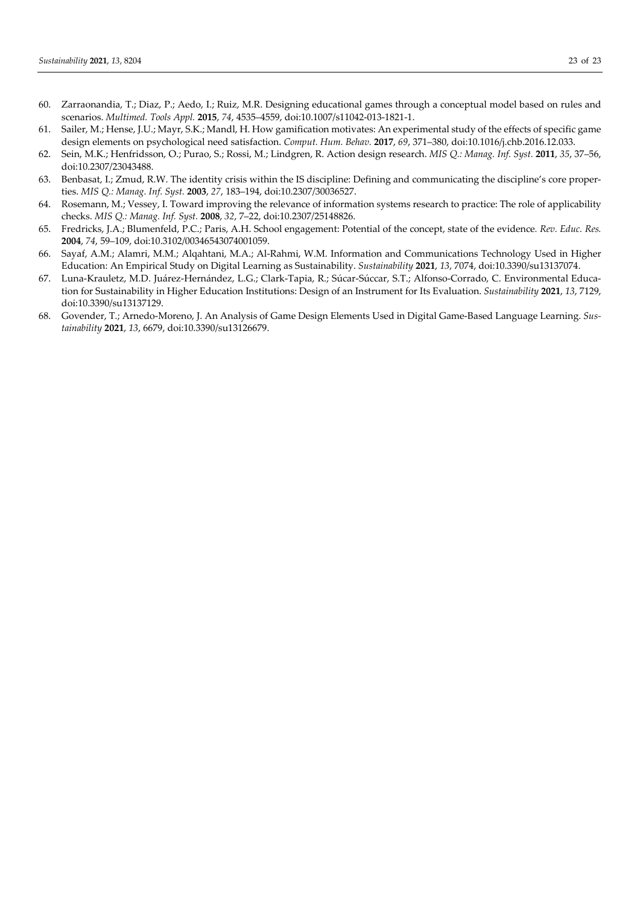60. Zarraonandia, T.; Diaz, P.; Aedo, I.; Ruiz, M.R. Designing educational games through a conceptual model based on rules and scenarios. *Multimed. Tools Appl.* **2015**, *74*, 4535–4559, doi:10.1007/s11042-013-1821-1.
61. Sailer, M.; Hense, J.U.; Mayr, S.K.; Mandl, H. How gamification motivates: An experimental study of the effects of specific game design elements on psychological need satisfaction. *Comput. Hum. Behav.* **2017**, *69*, 371–380, doi:10.1016/j.chb.2016.12.033.
62. Sein, M.K.; Henfridsson, O.; Purao, S.; Rossi, M.; Lindgren, R. Action design research. *MIS Q.: Manag. Inf. Syst.* **2011**, *35*, 37–56, doi:10.2307/23043488.
63. Benbasat, I.; Zmud, R.W. The identity crisis within the IS discipline: Defining and communicating the discipline's core properties. *MIS Q.: Manag. Inf. Syst.* **2003**, *27*, 183–194, doi:10.2307/30036527.
64. Rosemann, M.; Vessey, I. Toward improving the relevance of information systems research to practice: The role of applicability checks. *MIS Q.: Manag. Inf. Syst.* **2008**, *32*, 7–22, doi:10.2307/25148826.
65. Fredricks, J.A.; Blumenfeld, P.C.; Paris, A.H. School engagement: Potential of the concept, state of the evidence. *Rev. Educ. Res.* **2004**, *74*, 59–109, doi:10.3102/00346543074001059.
66. Sayaf, A.M.; Alamri, M.M.; Alqahtani, M.A.; Al-Rahmi, W.M. Information and Communications Technology Used in Higher Education: An Empirical Study on Digital Learning as Sustainability. *Sustainability* **2021**, *13*, 7074, doi:10.3390/su13137074.
67. Luna-Krauletz, M.D. Juárez-Hernández, L.G.; Clark-Tapia, R.; Súcar-Súccar, S.T.; Alfonso-Corrado, C. Environmental Education for Sustainability in Higher Education Institutions: Design of an Instrument for Its Evaluation. *Sustainability* **2021**, *13*, 7129, doi:10.3390/su13137129.
68. Govender, T.; Arnedo-Moreno, J. An Analysis of Game Design Elements Used in Digital Game-Based Language Learning. *Sustainability* **2021**, *13*, 6679, doi:10.3390/su13126679.